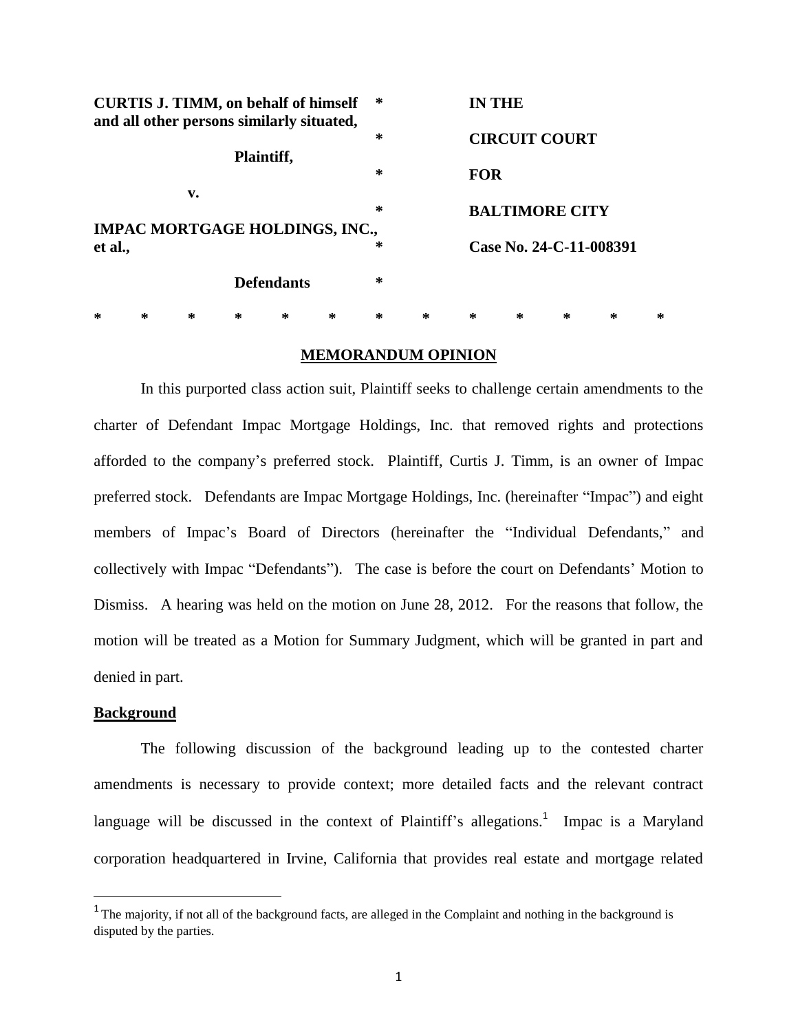| | | |
|---|---|---|
| **CURTIS J. TIMM, on behalf of himself and all other persons similarly situated,** | * | **IN THE** |
| | * | **CIRCUIT COURT** |
| **Plaintiff,** | * | **FOR** |
| **v.** | * | **BALTIMORE CITY** |
| **IMPAC MORTGAGE HOLDINGS, INC., et al.,** | * | **Case No. 24-C-11-008391** |
| **Defendants** | * | |

\* \* \* \* \* \* \* \* \* \* \* \* \*

**MEMORANDUM OPINION**

In this purported class action suit, Plaintiff seeks to challenge certain amendments to the charter of Defendant Impac Mortgage Holdings, Inc. that removed rights and protections afforded to the company's preferred stock. Plaintiff, Curtis J. Timm, is an owner of Impac preferred stock. Defendants are Impac Mortgage Holdings, Inc. (hereinafter "Impac") and eight members of Impac's Board of Directors (hereinafter the "Individual Defendants," and collectively with Impac "Defendants"). The case is before the court on Defendants' Motion to Dismiss. A hearing was held on the motion on June 28, 2012. For the reasons that follow, the motion will be treated as a Motion for Summary Judgment, which will be granted in part and denied in part.

**Background**

The following discussion of the background leading up to the contested charter amendments is necessary to provide context; more detailed facts and the relevant contract language will be discussed in the context of Plaintiff's allegations.[1] Impac is a Maryland corporation headquartered in Irvine, California that provides real estate and mortgage related

[1] The majority, if not all of the background facts, are alleged in the Complaint and nothing in the background is disputed by the parties.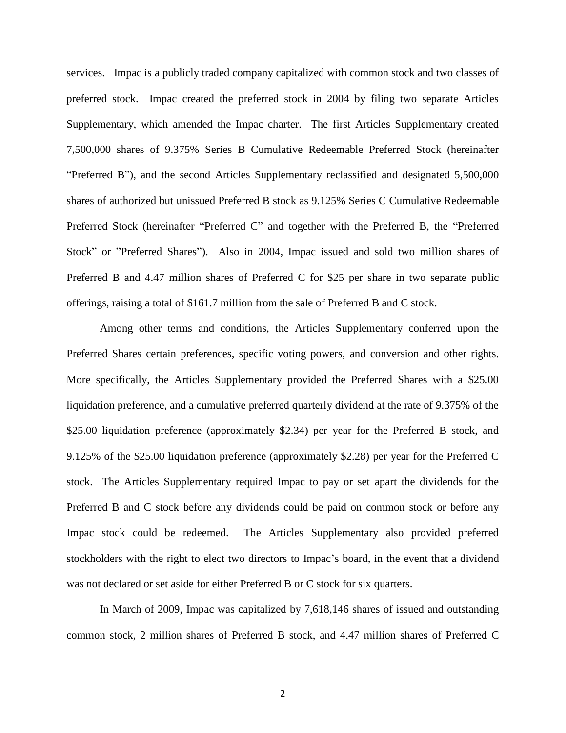services. Impac is a publicly traded company capitalized with common stock and two classes of preferred stock. Impac created the preferred stock in 2004 by filing two separate Articles Supplementary, which amended the Impac charter. The first Articles Supplementary created 7,500,000 shares of 9.375% Series B Cumulative Redeemable Preferred Stock (hereinafter "Preferred B"), and the second Articles Supplementary reclassified and designated 5,500,000 shares of authorized but unissued Preferred B stock as 9.125% Series C Cumulative Redeemable Preferred Stock (hereinafter "Preferred C" and together with the Preferred B, the "Preferred Stock" or "Preferred Shares"). Also in 2004, Impac issued and sold two million shares of Preferred B and 4.47 million shares of Preferred C for $25 per share in two separate public offerings, raising a total of $161.7 million from the sale of Preferred B and C stock.

Among other terms and conditions, the Articles Supplementary conferred upon the Preferred Shares certain preferences, specific voting powers, and conversion and other rights. More specifically, the Articles Supplementary provided the Preferred Shares with a $25.00 liquidation preference, and a cumulative preferred quarterly dividend at the rate of 9.375% of the $25.00 liquidation preference (approximately $2.34) per year for the Preferred B stock, and 9.125% of the $25.00 liquidation preference (approximately $2.28) per year for the Preferred C stock. The Articles Supplementary required Impac to pay or set apart the dividends for the Preferred B and C stock before any dividends could be paid on common stock or before any Impac stock could be redeemed. The Articles Supplementary also provided preferred stockholders with the right to elect two directors to Impac's board, in the event that a dividend was not declared or set aside for either Preferred B or C stock for six quarters.

In March of 2009, Impac was capitalized by 7,618,146 shares of issued and outstanding common stock, 2 million shares of Preferred B stock, and 4.47 million shares of Preferred C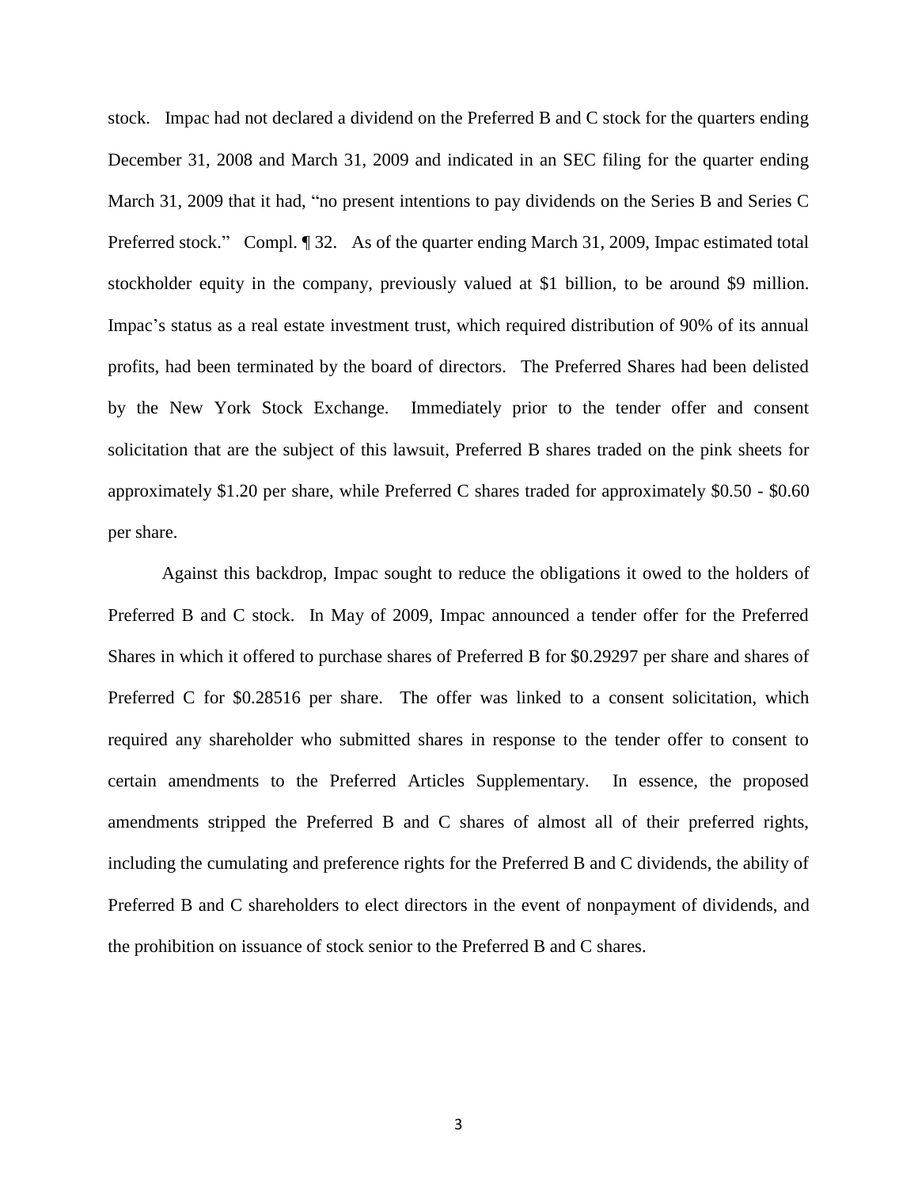stock. Impac had not declared a dividend on the Preferred B and C stock for the quarters ending December 31, 2008 and March 31, 2009 and indicated in an SEC filing for the quarter ending March 31, 2009 that it had, "no present intentions to pay dividends on the Series B and Series C Preferred stock." Compl. ¶ 32. As of the quarter ending March 31, 2009, Impac estimated total stockholder equity in the company, previously valued at $1 billion, to be around $9 million. Impac's status as a real estate investment trust, which required distribution of 90% of its annual profits, had been terminated by the board of directors. The Preferred Shares had been delisted by the New York Stock Exchange. Immediately prior to the tender offer and consent solicitation that are the subject of this lawsuit, Preferred B shares traded on the pink sheets for approximately $1.20 per share, while Preferred C shares traded for approximately $0.50 - $0.60 per share.

Against this backdrop, Impac sought to reduce the obligations it owed to the holders of Preferred B and C stock. In May of 2009, Impac announced a tender offer for the Preferred Shares in which it offered to purchase shares of Preferred B for $0.29297 per share and shares of Preferred C for $0.28516 per share. The offer was linked to a consent solicitation, which required any shareholder who submitted shares in response to the tender offer to consent to certain amendments to the Preferred Articles Supplementary. In essence, the proposed amendments stripped the Preferred B and C shares of almost all of their preferred rights, including the cumulating and preference rights for the Preferred B and C dividends, the ability of Preferred B and C shareholders to elect directors in the event of nonpayment of dividends, and the prohibition on issuance of stock senior to the Preferred B and C shares.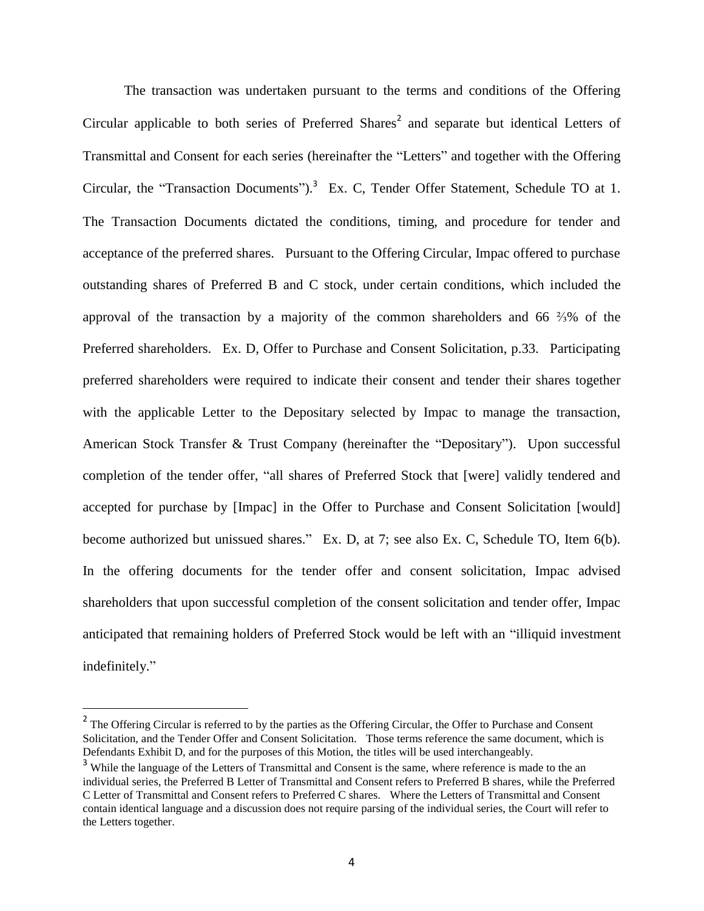The transaction was undertaken pursuant to the terms and conditions of the Offering Circular applicable to both series of Preferred Shares[2] and separate but identical Letters of Transmittal and Consent for each series (hereinafter the "Letters" and together with the Offering Circular, the "Transaction Documents").[3] Ex. C, Tender Offer Statement, Schedule TO at 1. The Transaction Documents dictated the conditions, timing, and procedure for tender and acceptance of the preferred shares. Pursuant to the Offering Circular, Impac offered to purchase outstanding shares of Preferred B and C stock, under certain conditions, which included the approval of the transaction by a majority of the common shareholders and 66 ⅔% of the Preferred shareholders. Ex. D, Offer to Purchase and Consent Solicitation, p.33. Participating preferred shareholders were required to indicate their consent and tender their shares together with the applicable Letter to the Depositary selected by Impac to manage the transaction, American Stock Transfer & Trust Company (hereinafter the "Depositary"). Upon successful completion of the tender offer, "all shares of Preferred Stock that [were] validly tendered and accepted for purchase by [Impac] in the Offer to Purchase and Consent Solicitation [would] become authorized but unissued shares." Ex. D, at 7; see also Ex. C, Schedule TO, Item 6(b). In the offering documents for the tender offer and consent solicitation, Impac advised shareholders that upon successful completion of the consent solicitation and tender offer, Impac anticipated that remaining holders of Preferred Stock would be left with an "illiquid investment indefinitely."

---

[2] The Offering Circular is referred to by the parties as the Offering Circular, the Offer to Purchase and Consent Solicitation, and the Tender Offer and Consent Solicitation. Those terms reference the same document, which is Defendants Exhibit D, and for the purposes of this Motion, the titles will be used interchangeably.

[3] While the language of the Letters of Transmittal and Consent is the same, where reference is made to the an individual series, the Preferred B Letter of Transmittal and Consent refers to Preferred B shares, while the Preferred C Letter of Transmittal and Consent refers to Preferred C shares. Where the Letters of Transmittal and Consent contain identical language and a discussion does not require parsing of the individual series, the Court will refer to the Letters together.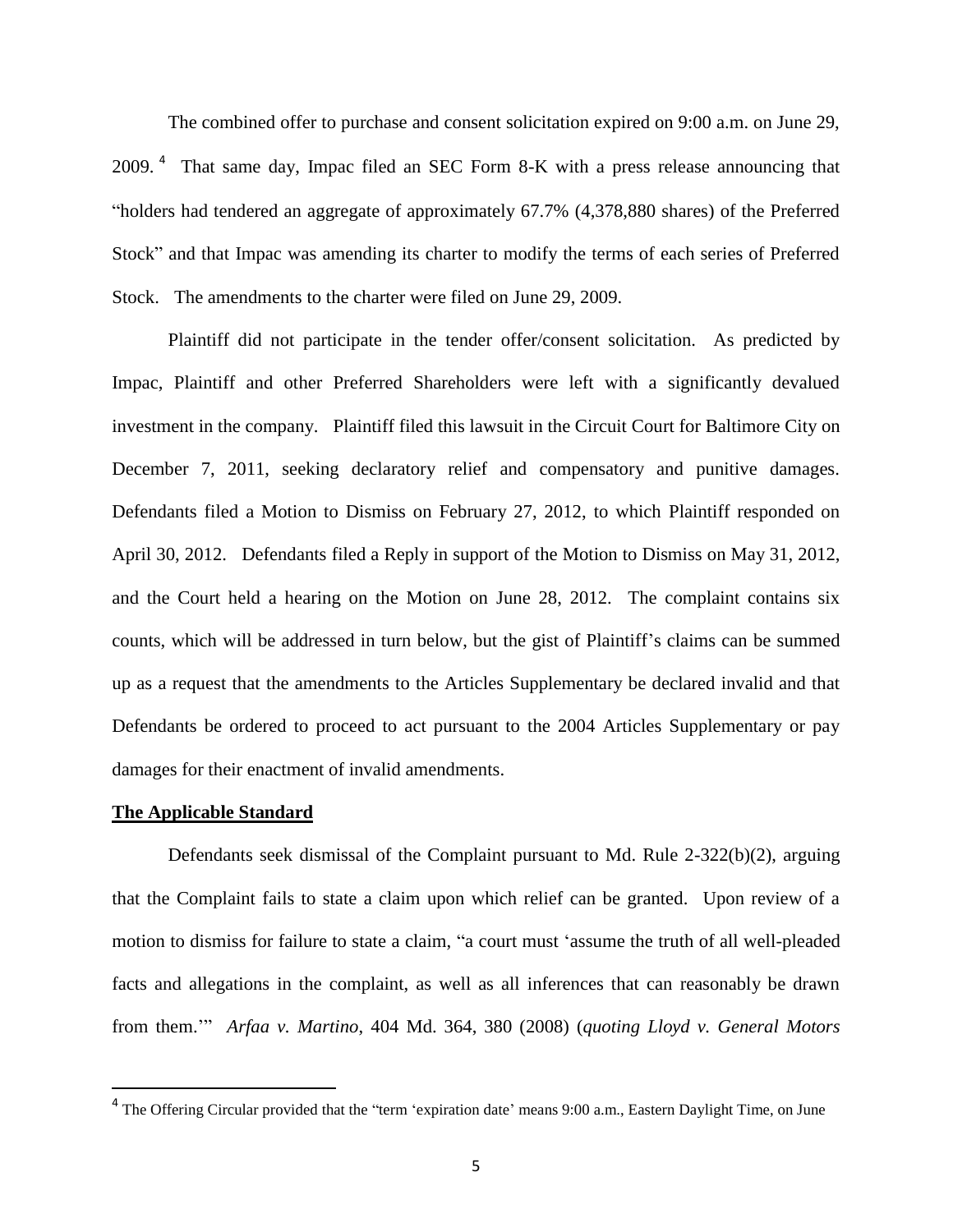The combined offer to purchase and consent solicitation expired on 9:00 a.m. on June 29, 2009.[4] That same day, Impac filed an SEC Form 8-K with a press release announcing that "holders had tendered an aggregate of approximately 67.7% (4,378,880 shares) of the Preferred Stock" and that Impac was amending its charter to modify the terms of each series of Preferred Stock. The amendments to the charter were filed on June 29, 2009.

Plaintiff did not participate in the tender offer/consent solicitation. As predicted by Impac, Plaintiff and other Preferred Shareholders were left with a significantly devalued investment in the company. Plaintiff filed this lawsuit in the Circuit Court for Baltimore City on December 7, 2011, seeking declaratory relief and compensatory and punitive damages. Defendants filed a Motion to Dismiss on February 27, 2012, to which Plaintiff responded on April 30, 2012. Defendants filed a Reply in support of the Motion to Dismiss on May 31, 2012, and the Court held a hearing on the Motion on June 28, 2012. The complaint contains six counts, which will be addressed in turn below, but the gist of Plaintiff's claims can be summed up as a request that the amendments to the Articles Supplementary be declared invalid and that Defendants be ordered to proceed to act pursuant to the 2004 Articles Supplementary or pay damages for their enactment of invalid amendments.

## **The Applicable Standard**

Defendants seek dismissal of the Complaint pursuant to Md. Rule 2-322(b)(2), arguing that the Complaint fails to state a claim upon which relief can be granted. Upon review of a motion to dismiss for failure to state a claim, "a court must 'assume the truth of all well-pleaded facts and allegations in the complaint, as well as all inferences that can reasonably be drawn from them.'" *Arfaa v. Martino*, 404 Md. 364, 380 (2008) (*quoting Lloyd v. General Motors*

---

[4] The Offering Circular provided that the "term 'expiration date' means 9:00 a.m., Eastern Daylight Time, on June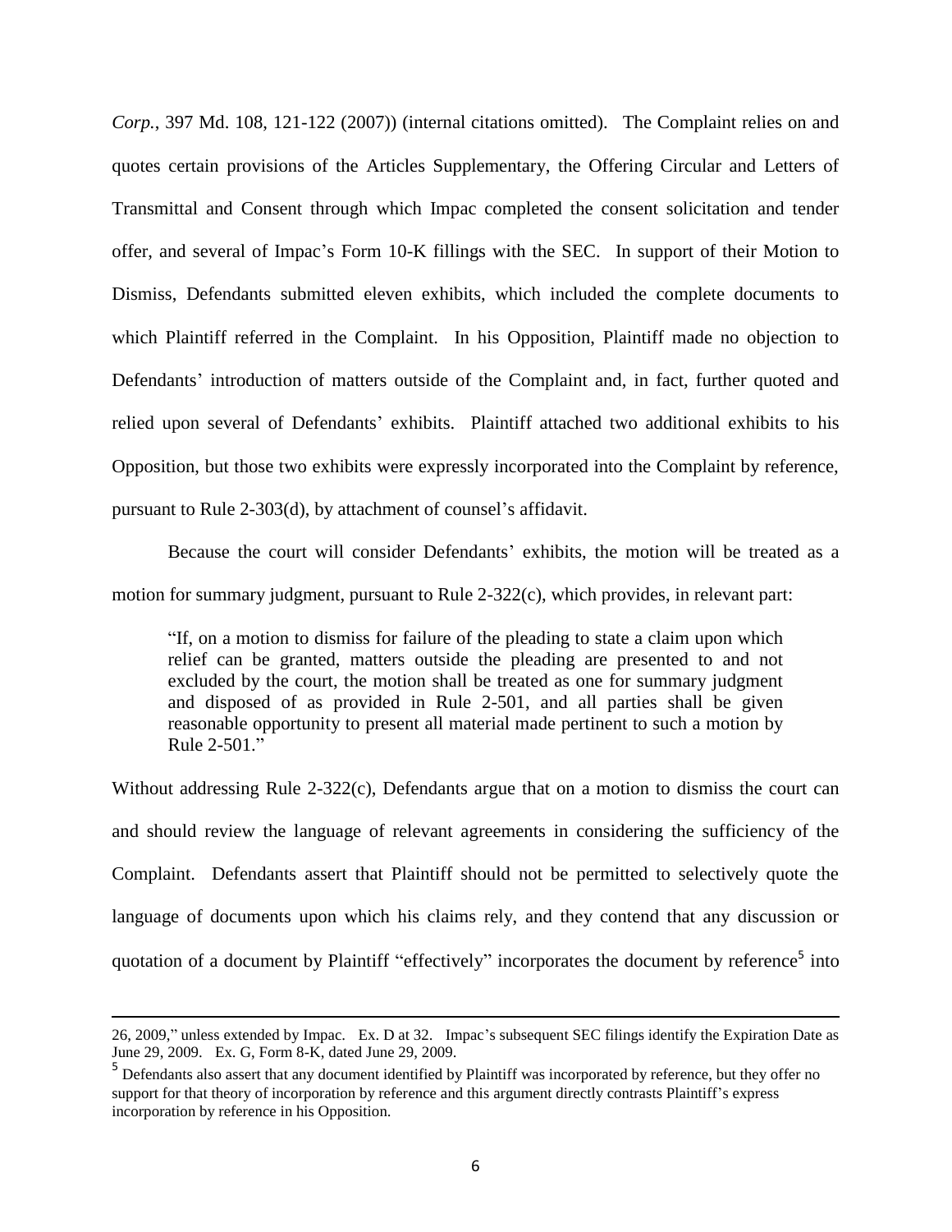*Corp.*, 397 Md. 108, 121-122 (2007)) (internal citations omitted). The Complaint relies on and quotes certain provisions of the Articles Supplementary, the Offering Circular and Letters of Transmittal and Consent through which Impac completed the consent solicitation and tender offer, and several of Impac's Form 10-K fillings with the SEC. In support of their Motion to Dismiss, Defendants submitted eleven exhibits, which included the complete documents to which Plaintiff referred in the Complaint. In his Opposition, Plaintiff made no objection to Defendants' introduction of matters outside of the Complaint and, in fact, further quoted and relied upon several of Defendants' exhibits. Plaintiff attached two additional exhibits to his Opposition, but those two exhibits were expressly incorporated into the Complaint by reference, pursuant to Rule 2-303(d), by attachment of counsel's affidavit.

Because the court will consider Defendants' exhibits, the motion will be treated as a motion for summary judgment, pursuant to Rule 2-322(c), which provides, in relevant part:

> "If, on a motion to dismiss for failure of the pleading to state a claim upon which relief can be granted, matters outside the pleading are presented to and not excluded by the court, the motion shall be treated as one for summary judgment and disposed of as provided in Rule 2-501, and all parties shall be given reasonable opportunity to present all material made pertinent to such a motion by Rule 2-501."

Without addressing Rule 2-322(c), Defendants argue that on a motion to dismiss the court can and should review the language of relevant agreements in considering the sufficiency of the Complaint. Defendants assert that Plaintiff should not be permitted to selectively quote the language of documents upon which his claims rely, and they contend that any discussion or quotation of a document by Plaintiff "effectively" incorporates the document by reference[5] into

---

26, 2009," unless extended by Impac. Ex. D at 32. Impac's subsequent SEC filings identify the Expiration Date as June 29, 2009. Ex. G, Form 8-K, dated June 29, 2009.

[5] Defendants also assert that any document identified by Plaintiff was incorporated by reference, but they offer no support for that theory of incorporation by reference and this argument directly contrasts Plaintiff's express incorporation by reference in his Opposition.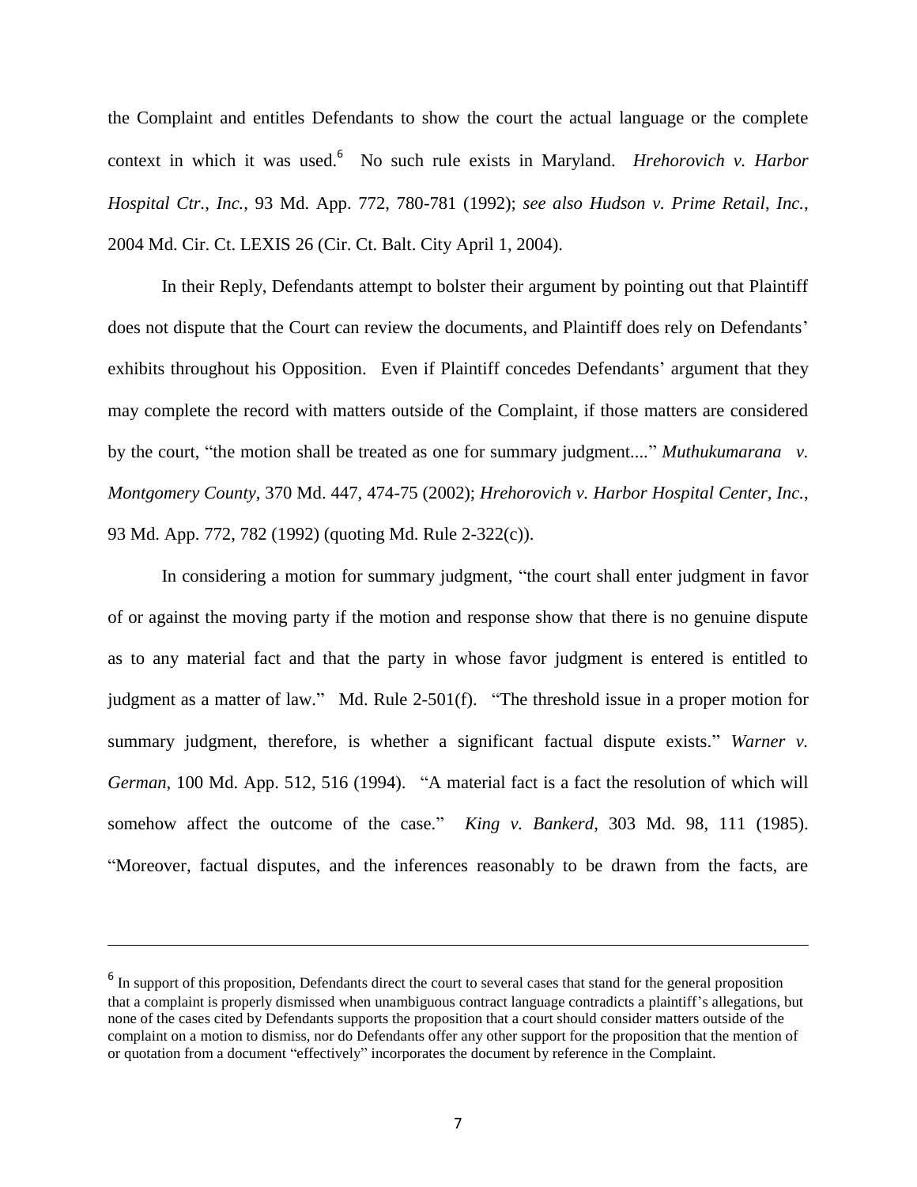the Complaint and entitles Defendants to show the court the actual language or the complete context in which it was used.[6] No such rule exists in Maryland. *Hrehorovich v. Harbor Hospital Ctr., Inc.*, 93 Md. App. 772, 780-781 (1992); *see also Hudson v. Prime Retail, Inc.*, 2004 Md. Cir. Ct. LEXIS 26 (Cir. Ct. Balt. City April 1, 2004).

In their Reply, Defendants attempt to bolster their argument by pointing out that Plaintiff does not dispute that the Court can review the documents, and Plaintiff does rely on Defendants' exhibits throughout his Opposition. Even if Plaintiff concedes Defendants' argument that they may complete the record with matters outside of the Complaint, if those matters are considered by the court, "the motion shall be treated as one for summary judgment...." *Muthukumarana v. Montgomery County*, 370 Md. 447, 474-75 (2002); *Hrehorovich v. Harbor Hospital Center, Inc.*, 93 Md. App. 772, 782 (1992) (quoting Md. Rule 2-322(c)).

In considering a motion for summary judgment, "the court shall enter judgment in favor of or against the moving party if the motion and response show that there is no genuine dispute as to any material fact and that the party in whose favor judgment is entered is entitled to judgment as a matter of law." Md. Rule 2-501(f). "The threshold issue in a proper motion for summary judgment, therefore, is whether a significant factual dispute exists." *Warner v. German*, 100 Md. App. 512, 516 (1994). "A material fact is a fact the resolution of which will somehow affect the outcome of the case." *King v. Bankerd*, 303 Md. 98, 111 (1985). "Moreover, factual disputes, and the inferences reasonably to be drawn from the facts, are

---

[6] In support of this proposition, Defendants direct the court to several cases that stand for the general proposition that a complaint is properly dismissed when unambiguous contract language contradicts a plaintiff's allegations, but none of the cases cited by Defendants supports the proposition that a court should consider matters outside of the complaint on a motion to dismiss, nor do Defendants offer any other support for the proposition that the mention of or quotation from a document "effectively" incorporates the document by reference in the Complaint.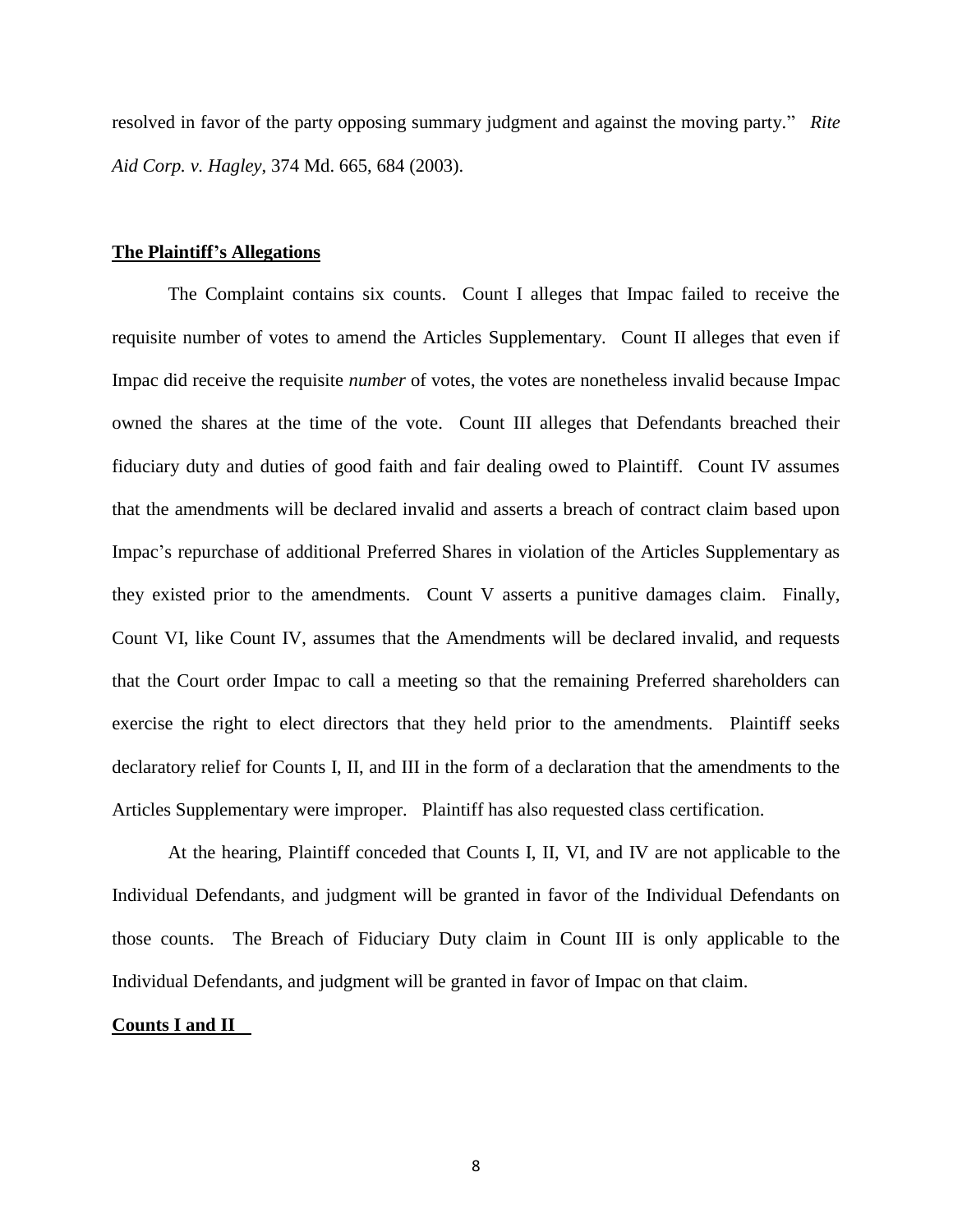resolved in favor of the party opposing summary judgment and against the moving party." *Rite Aid Corp. v. Hagley*, 374 Md. 665, 684 (2003).

**The Plaintiff's Allegations**

The Complaint contains six counts. Count I alleges that Impac failed to receive the requisite number of votes to amend the Articles Supplementary. Count II alleges that even if Impac did receive the requisite *number* of votes, the votes are nonetheless invalid because Impac owned the shares at the time of the vote. Count III alleges that Defendants breached their fiduciary duty and duties of good faith and fair dealing owed to Plaintiff. Count IV assumes that the amendments will be declared invalid and asserts a breach of contract claim based upon Impac's repurchase of additional Preferred Shares in violation of the Articles Supplementary as they existed prior to the amendments. Count V asserts a punitive damages claim. Finally, Count VI, like Count IV, assumes that the Amendments will be declared invalid, and requests that the Court order Impac to call a meeting so that the remaining Preferred shareholders can exercise the right to elect directors that they held prior to the amendments. Plaintiff seeks declaratory relief for Counts I, II, and III in the form of a declaration that the amendments to the Articles Supplementary were improper. Plaintiff has also requested class certification.

At the hearing, Plaintiff conceded that Counts I, II, VI, and IV are not applicable to the Individual Defendants, and judgment will be granted in favor of the Individual Defendants on those counts. The Breach of Fiduciary Duty claim in Count III is only applicable to the Individual Defendants, and judgment will be granted in favor of Impac on that claim.

**Counts I and II**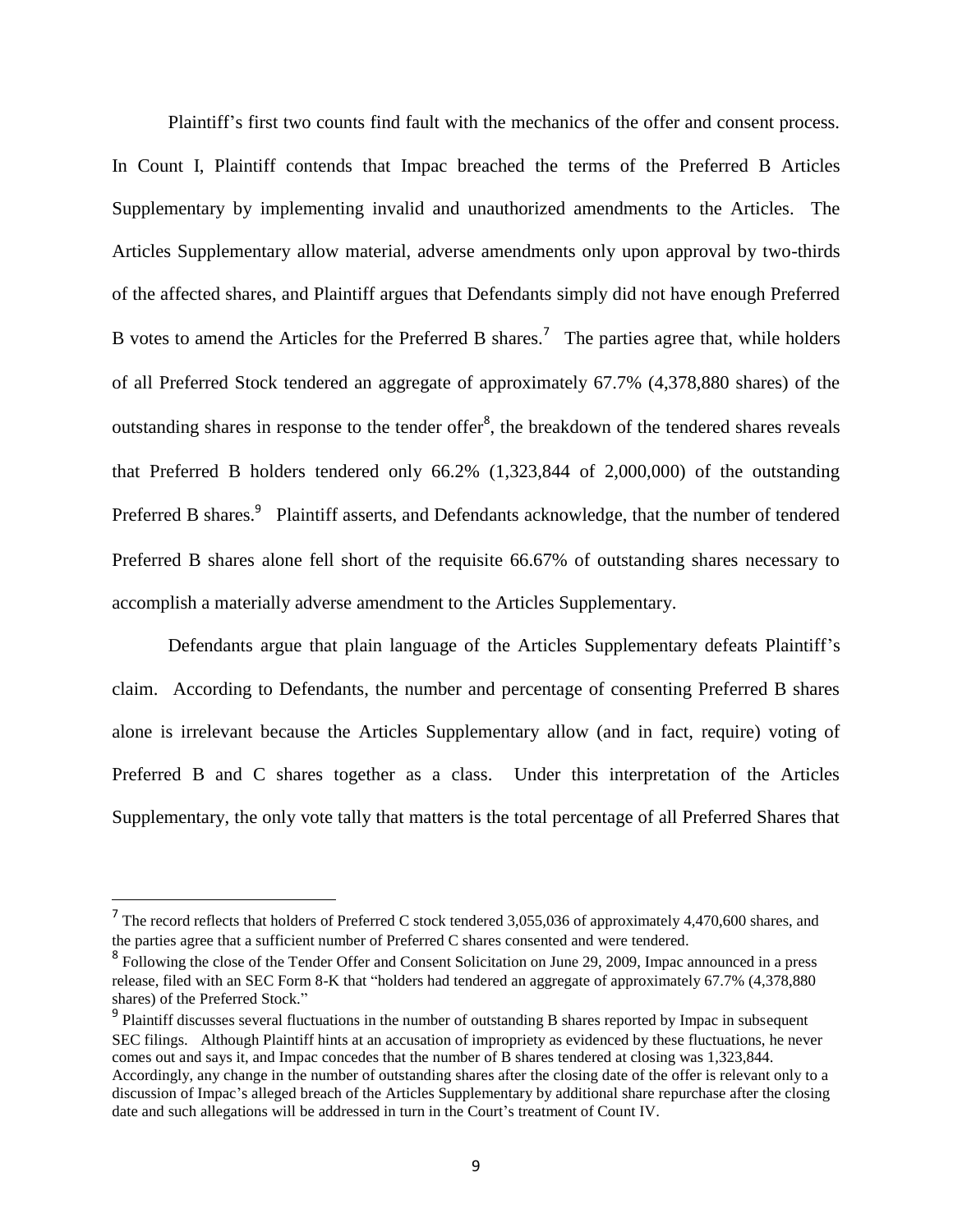Plaintiff's first two counts find fault with the mechanics of the offer and consent process. In Count I, Plaintiff contends that Impac breached the terms of the Preferred B Articles Supplementary by implementing invalid and unauthorized amendments to the Articles. The Articles Supplementary allow material, adverse amendments only upon approval by two-thirds of the affected shares, and Plaintiff argues that Defendants simply did not have enough Preferred B votes to amend the Articles for the Preferred B shares.[7] The parties agree that, while holders of all Preferred Stock tendered an aggregate of approximately 67.7% (4,378,880 shares) of the outstanding shares in response to the tender offer[8], the breakdown of the tendered shares reveals that Preferred B holders tendered only 66.2% (1,323,844 of 2,000,000) of the outstanding Preferred B shares.[9] Plaintiff asserts, and Defendants acknowledge, that the number of tendered Preferred B shares alone fell short of the requisite 66.67% of outstanding shares necessary to accomplish a materially adverse amendment to the Articles Supplementary.

Defendants argue that plain language of the Articles Supplementary defeats Plaintiff's claim. According to Defendants, the number and percentage of consenting Preferred B shares alone is irrelevant because the Articles Supplementary allow (and in fact, require) voting of Preferred B and C shares together as a class. Under this interpretation of the Articles Supplementary, the only vote tally that matters is the total percentage of all Preferred Shares that

---

[7] The record reflects that holders of Preferred C stock tendered 3,055,036 of approximately 4,470,600 shares, and the parties agree that a sufficient number of Preferred C shares consented and were tendered.

[8] Following the close of the Tender Offer and Consent Solicitation on June 29, 2009, Impac announced in a press release, filed with an SEC Form 8-K that "holders had tendered an aggregate of approximately 67.7% (4,378,880 shares) of the Preferred Stock."

[9] Plaintiff discusses several fluctuations in the number of outstanding B shares reported by Impac in subsequent SEC filings. Although Plaintiff hints at an accusation of impropriety as evidenced by these fluctuations, he never comes out and says it, and Impac concedes that the number of B shares tendered at closing was 1,323,844. Accordingly, any change in the number of outstanding shares after the closing date of the offer is relevant only to a discussion of Impac's alleged breach of the Articles Supplementary by additional share repurchase after the closing date and such allegations will be addressed in turn in the Court's treatment of Count IV.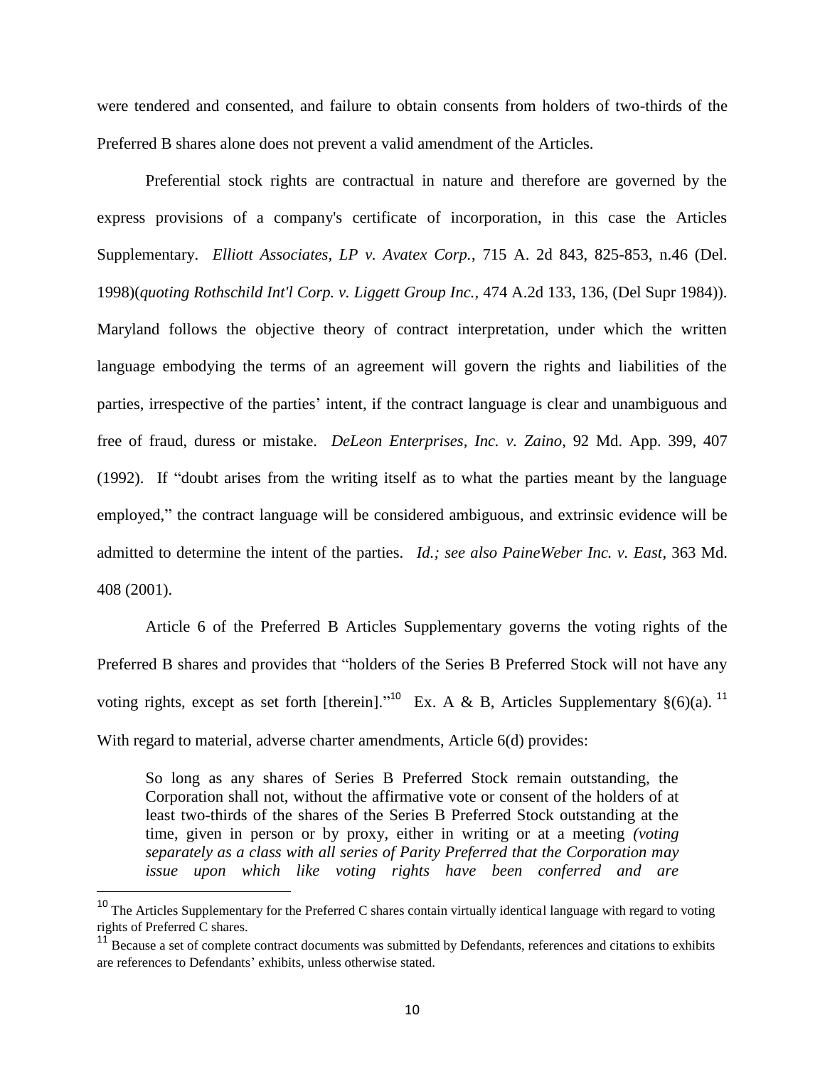were tendered and consented, and failure to obtain consents from holders of two-thirds of the Preferred B shares alone does not prevent a valid amendment of the Articles.

Preferential stock rights are contractual in nature and therefore are governed by the express provisions of a company's certificate of incorporation, in this case the Articles Supplementary. *Elliott Associates, LP v. Avatex Corp.*, 715 A. 2d 843, 825-853, n.46 (Del. 1998)(*quoting Rothschild Int'l Corp. v. Liggett Group Inc.*, 474 A.2d 133, 136, (Del Supr 1984)). Maryland follows the objective theory of contract interpretation, under which the written language embodying the terms of an agreement will govern the rights and liabilities of the parties, irrespective of the parties' intent, if the contract language is clear and unambiguous and free of fraud, duress or mistake. *DeLeon Enterprises, Inc. v. Zaino*, 92 Md. App. 399, 407 (1992). If "doubt arises from the writing itself as to what the parties meant by the language employed," the contract language will be considered ambiguous, and extrinsic evidence will be admitted to determine the intent of the parties. *Id.; see also PaineWeber Inc. v. East*, 363 Md. 408 (2001).

Article 6 of the Preferred B Articles Supplementary governs the voting rights of the Preferred B shares and provides that "holders of the Series B Preferred Stock will not have any voting rights, except as set forth [therein]."[10] Ex. A & B, Articles Supplementary §(6)(a).[11] With regard to material, adverse charter amendments, Article 6(d) provides:

> So long as any shares of Series B Preferred Stock remain outstanding, the Corporation shall not, without the affirmative vote or consent of the holders of at least two-thirds of the shares of the Series B Preferred Stock outstanding at the time, given in person or by proxy, either in writing or at a meeting *(voting separately as a class with all series of Parity Preferred that the Corporation may issue upon which like voting rights have been conferred and are*

[10] The Articles Supplementary for the Preferred C shares contain virtually identical language with regard to voting rights of Preferred C shares.

[11] Because a set of complete contract documents was submitted by Defendants, references and citations to exhibits are references to Defendants' exhibits, unless otherwise stated.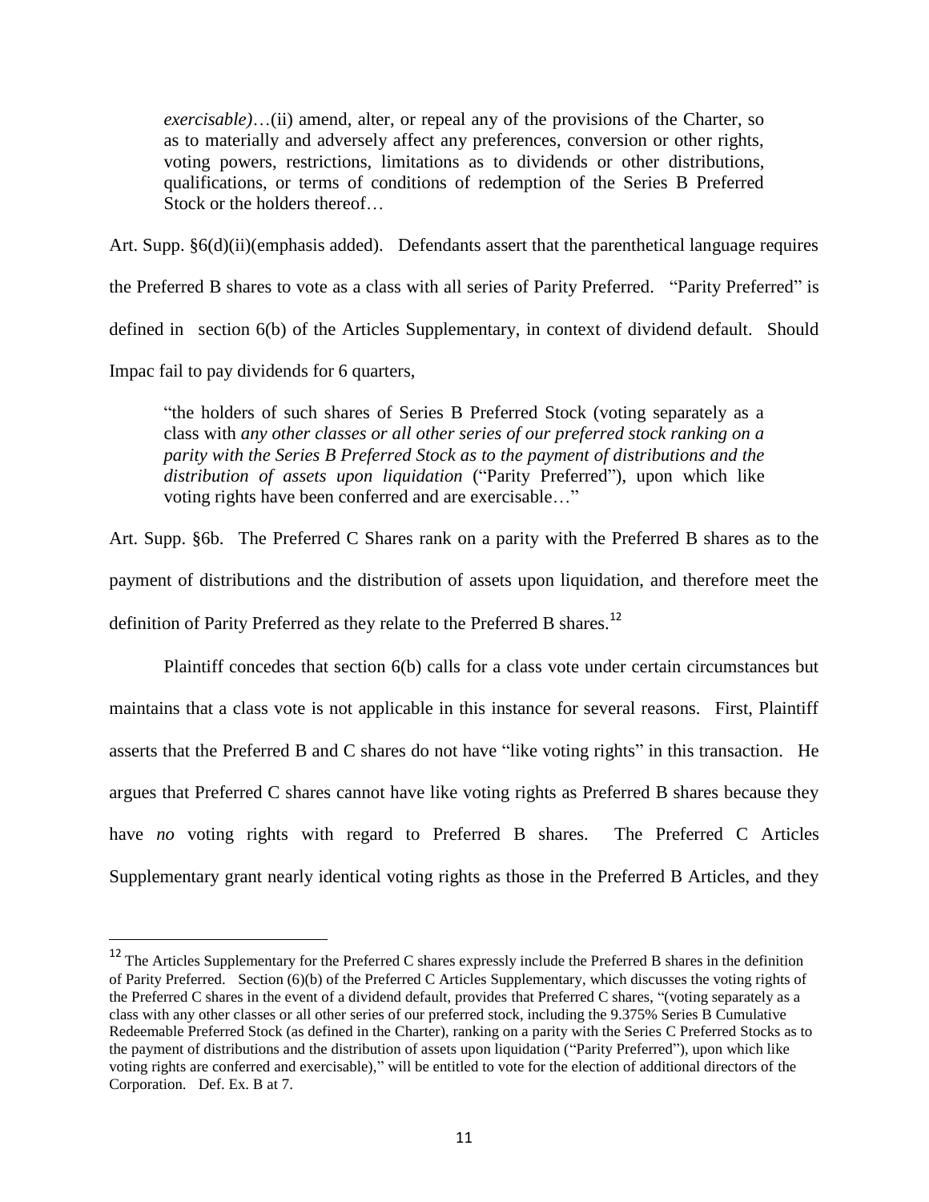> *exercisable)*…(ii) amend, alter, or repeal any of the provisions of the Charter, so as to materially and adversely affect any preferences, conversion or other rights, voting powers, restrictions, limitations as to dividends or other distributions, qualifications, or terms of conditions of redemption of the Series B Preferred Stock or the holders thereof…

Art. Supp. §6(d)(ii)(emphasis added). Defendants assert that the parenthetical language requires the Preferred B shares to vote as a class with all series of Parity Preferred. "Parity Preferred" is defined in section 6(b) of the Articles Supplementary, in context of dividend default. Should Impac fail to pay dividends for 6 quarters,

> "the holders of such shares of Series B Preferred Stock (voting separately as a class with *any other classes or all other series of our preferred stock ranking on a parity with the Series B Preferred Stock as to the payment of distributions and the distribution of assets upon liquidation* ("Parity Preferred"), upon which like voting rights have been conferred and are exercisable…"

Art. Supp. §6b. The Preferred C Shares rank on a parity with the Preferred B shares as to the payment of distributions and the distribution of assets upon liquidation, and therefore meet the definition of Parity Preferred as they relate to the Preferred B shares.[12]

Plaintiff concedes that section 6(b) calls for a class vote under certain circumstances but maintains that a class vote is not applicable in this instance for several reasons. First, Plaintiff asserts that the Preferred B and C shares do not have "like voting rights" in this transaction. He argues that Preferred C shares cannot have like voting rights as Preferred B shares because they have *no* voting rights with regard to Preferred B shares. The Preferred C Articles Supplementary grant nearly identical voting rights as those in the Preferred B Articles, and they

---

[12] The Articles Supplementary for the Preferred C shares expressly include the Preferred B shares in the definition of Parity Preferred. Section (6)(b) of the Preferred C Articles Supplementary, which discusses the voting rights of the Preferred C shares in the event of a dividend default, provides that Preferred C shares, "(voting separately as a class with any other classes or all other series of our preferred stock, including the 9.375% Series B Cumulative Redeemable Preferred Stock (as defined in the Charter), ranking on a parity with the Series C Preferred Stocks as to the payment of distributions and the distribution of assets upon liquidation ("Parity Preferred"), upon which like voting rights are conferred and exercisable)," will be entitled to vote for the election of additional directors of the Corporation. Def. Ex. B at 7.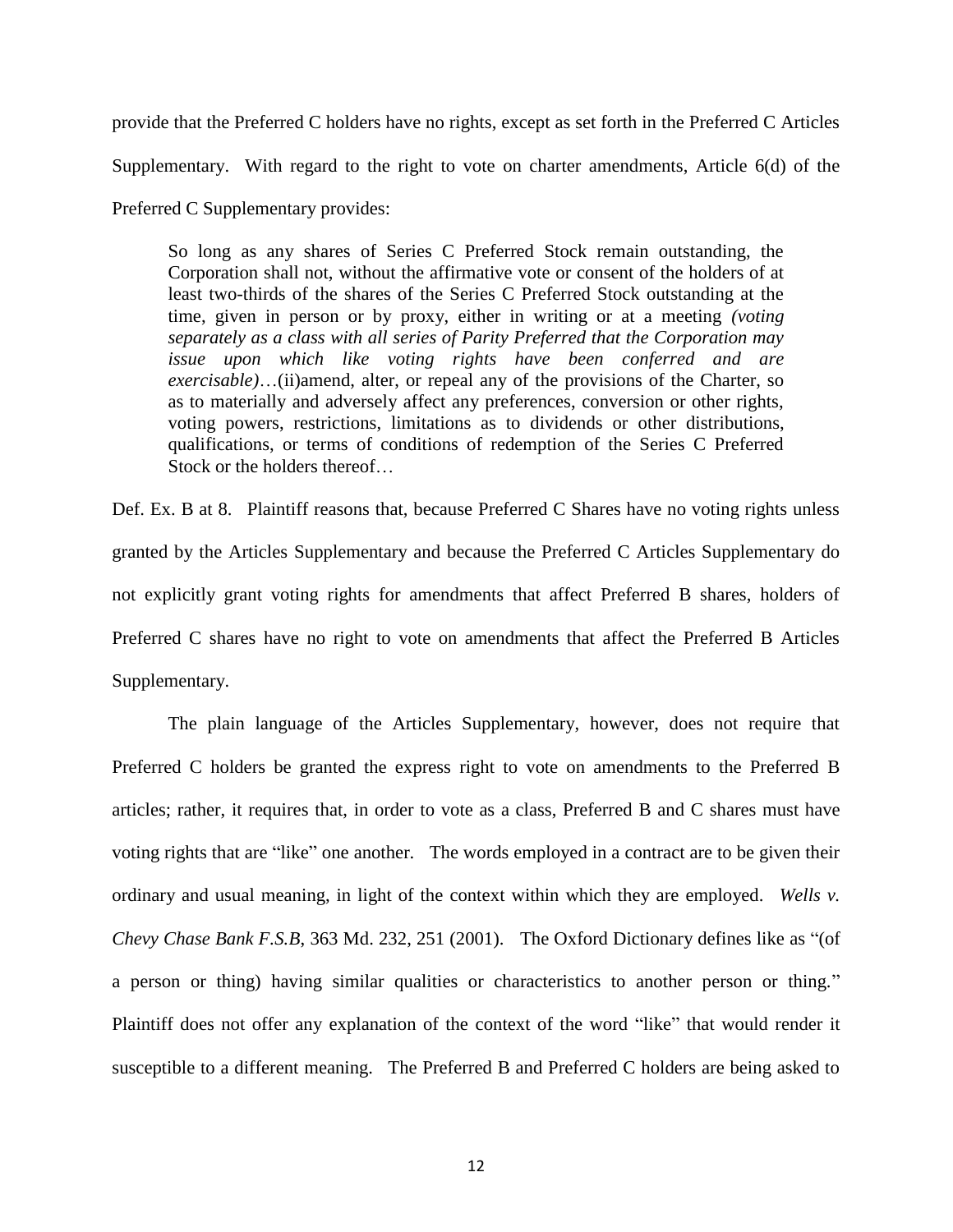provide that the Preferred C holders have no rights, except as set forth in the Preferred C Articles Supplementary. With regard to the right to vote on charter amendments, Article 6(d) of the Preferred C Supplementary provides:

> So long as any shares of Series C Preferred Stock remain outstanding, the Corporation shall not, without the affirmative vote or consent of the holders of at least two-thirds of the shares of the Series C Preferred Stock outstanding at the time, given in person or by proxy, either in writing or at a meeting *(voting separately as a class with all series of Parity Preferred that the Corporation may issue upon which like voting rights have been conferred and are exercisable)*…(ii)amend, alter, or repeal any of the provisions of the Charter, so as to materially and adversely affect any preferences, conversion or other rights, voting powers, restrictions, limitations as to dividends or other distributions, qualifications, or terms of conditions of redemption of the Series C Preferred Stock or the holders thereof…

Def. Ex. B at 8. Plaintiff reasons that, because Preferred C Shares have no voting rights unless granted by the Articles Supplementary and because the Preferred C Articles Supplementary do not explicitly grant voting rights for amendments that affect Preferred B shares, holders of Preferred C shares have no right to vote on amendments that affect the Preferred B Articles Supplementary.

The plain language of the Articles Supplementary, however, does not require that Preferred C holders be granted the express right to vote on amendments to the Preferred B articles; rather, it requires that, in order to vote as a class, Preferred B and C shares must have voting rights that are "like" one another. The words employed in a contract are to be given their ordinary and usual meaning, in light of the context within which they are employed. *Wells v. Chevy Chase Bank F.S.B*, 363 Md. 232, 251 (2001). The Oxford Dictionary defines like as "(of a person or thing) having similar qualities or characteristics to another person or thing." Plaintiff does not offer any explanation of the context of the word "like" that would render it susceptible to a different meaning. The Preferred B and Preferred C holders are being asked to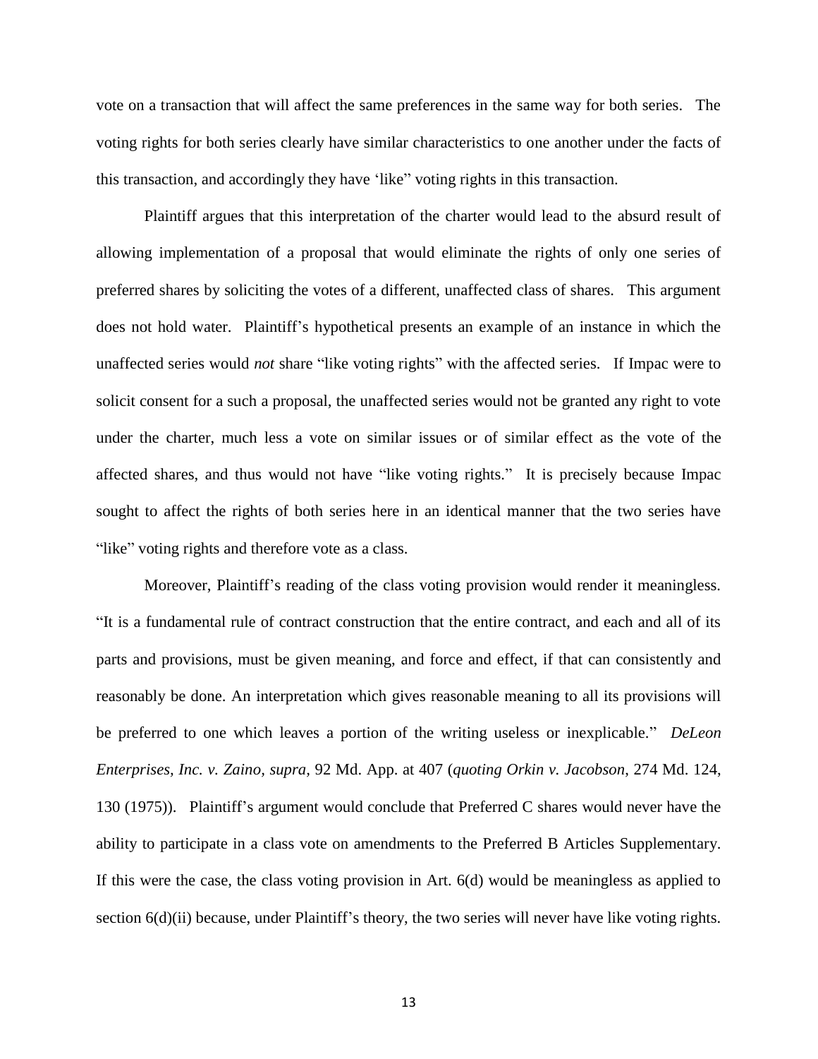vote on a transaction that will affect the same preferences in the same way for both series. The voting rights for both series clearly have similar characteristics to one another under the facts of this transaction, and accordingly they have 'like" voting rights in this transaction.

Plaintiff argues that this interpretation of the charter would lead to the absurd result of allowing implementation of a proposal that would eliminate the rights of only one series of preferred shares by soliciting the votes of a different, unaffected class of shares. This argument does not hold water. Plaintiff's hypothetical presents an example of an instance in which the unaffected series would *not* share "like voting rights" with the affected series. If Impac were to solicit consent for a such a proposal, the unaffected series would not be granted any right to vote under the charter, much less a vote on similar issues or of similar effect as the vote of the affected shares, and thus would not have "like voting rights." It is precisely because Impac sought to affect the rights of both series here in an identical manner that the two series have "like" voting rights and therefore vote as a class.

Moreover, Plaintiff's reading of the class voting provision would render it meaningless. "It is a fundamental rule of contract construction that the entire contract, and each and all of its parts and provisions, must be given meaning, and force and effect, if that can consistently and reasonably be done. An interpretation which gives reasonable meaning to all its provisions will be preferred to one which leaves a portion of the writing useless or inexplicable." *DeLeon Enterprises, Inc. v. Zaino, supra*, 92 Md. App. at 407 (*quoting Orkin v. Jacobson*, 274 Md. 124, 130 (1975)). Plaintiff's argument would conclude that Preferred C shares would never have the ability to participate in a class vote on amendments to the Preferred B Articles Supplementary. If this were the case, the class voting provision in Art. 6(d) would be meaningless as applied to section 6(d)(ii) because, under Plaintiff's theory, the two series will never have like voting rights.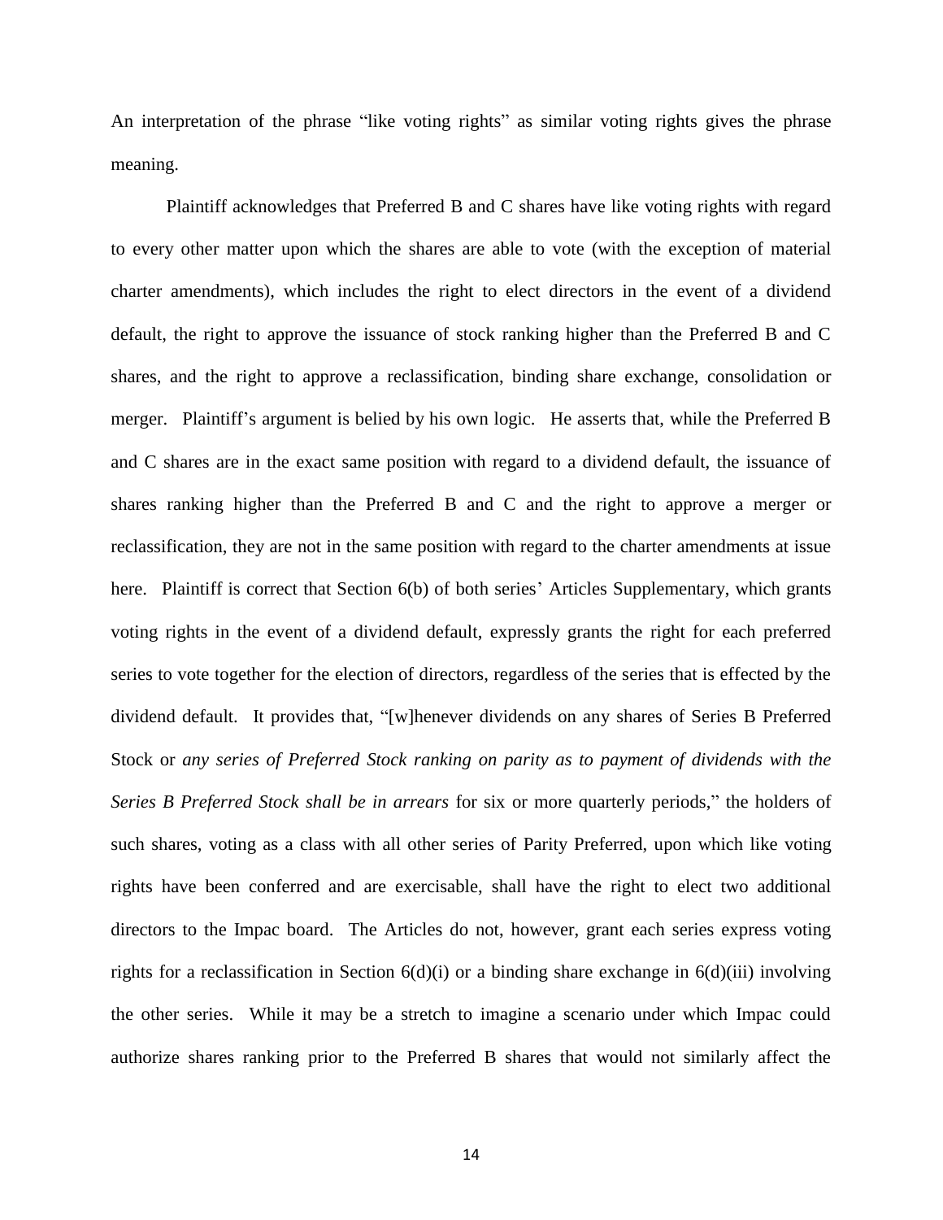An interpretation of the phrase "like voting rights" as similar voting rights gives the phrase meaning.

Plaintiff acknowledges that Preferred B and C shares have like voting rights with regard to every other matter upon which the shares are able to vote (with the exception of material charter amendments), which includes the right to elect directors in the event of a dividend default, the right to approve the issuance of stock ranking higher than the Preferred B and C shares, and the right to approve a reclassification, binding share exchange, consolidation or merger. Plaintiff's argument is belied by his own logic. He asserts that, while the Preferred B and C shares are in the exact same position with regard to a dividend default, the issuance of shares ranking higher than the Preferred B and C and the right to approve a merger or reclassification, they are not in the same position with regard to the charter amendments at issue here. Plaintiff is correct that Section 6(b) of both series' Articles Supplementary, which grants voting rights in the event of a dividend default, expressly grants the right for each preferred series to vote together for the election of directors, regardless of the series that is effected by the dividend default. It provides that, "[w]henever dividends on any shares of Series B Preferred Stock or *any series of Preferred Stock ranking on parity as to payment of dividends with the Series B Preferred Stock shall be in arrears* for six or more quarterly periods," the holders of such shares, voting as a class with all other series of Parity Preferred, upon which like voting rights have been conferred and are exercisable, shall have the right to elect two additional directors to the Impac board. The Articles do not, however, grant each series express voting rights for a reclassification in Section 6(d)(i) or a binding share exchange in 6(d)(iii) involving the other series. While it may be a stretch to imagine a scenario under which Impac could authorize shares ranking prior to the Preferred B shares that would not similarly affect the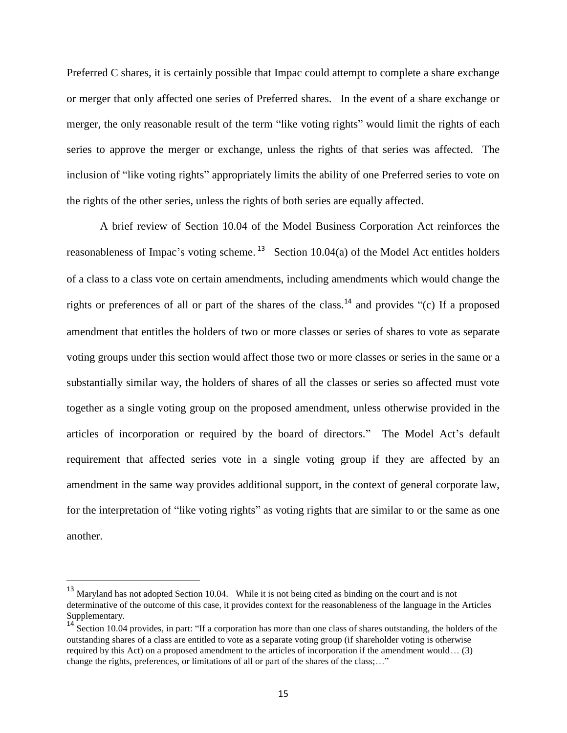Preferred C shares, it is certainly possible that Impac could attempt to complete a share exchange or merger that only affected one series of Preferred shares. In the event of a share exchange or merger, the only reasonable result of the term "like voting rights" would limit the rights of each series to approve the merger or exchange, unless the rights of that series was affected. The inclusion of "like voting rights" appropriately limits the ability of one Preferred series to vote on the rights of the other series, unless the rights of both series are equally affected.

A brief review of Section 10.04 of the Model Business Corporation Act reinforces the reasonableness of Impac's voting scheme.[13] Section 10.04(a) of the Model Act entitles holders of a class to a class vote on certain amendments, including amendments which would change the rights or preferences of all or part of the shares of the class.[14] and provides "(c) If a proposed amendment that entitles the holders of two or more classes or series of shares to vote as separate voting groups under this section would affect those two or more classes or series in the same or a substantially similar way, the holders of shares of all the classes or series so affected must vote together as a single voting group on the proposed amendment, unless otherwise provided in the articles of incorporation or required by the board of directors." The Model Act's default requirement that affected series vote in a single voting group if they are affected by an amendment in the same way provides additional support, in the context of general corporate law, for the interpretation of "like voting rights" as voting rights that are similar to or the same as one another.

---

[13] Maryland has not adopted Section 10.04. While it is not being cited as binding on the court and is not determinative of the outcome of this case, it provides context for the reasonableness of the language in the Articles Supplementary.

[14] Section 10.04 provides, in part: "If a corporation has more than one class of shares outstanding, the holders of the outstanding shares of a class are entitled to vote as a separate voting group (if shareholder voting is otherwise required by this Act) on a proposed amendment to the articles of incorporation if the amendment would… (3) change the rights, preferences, or limitations of all or part of the shares of the class;…"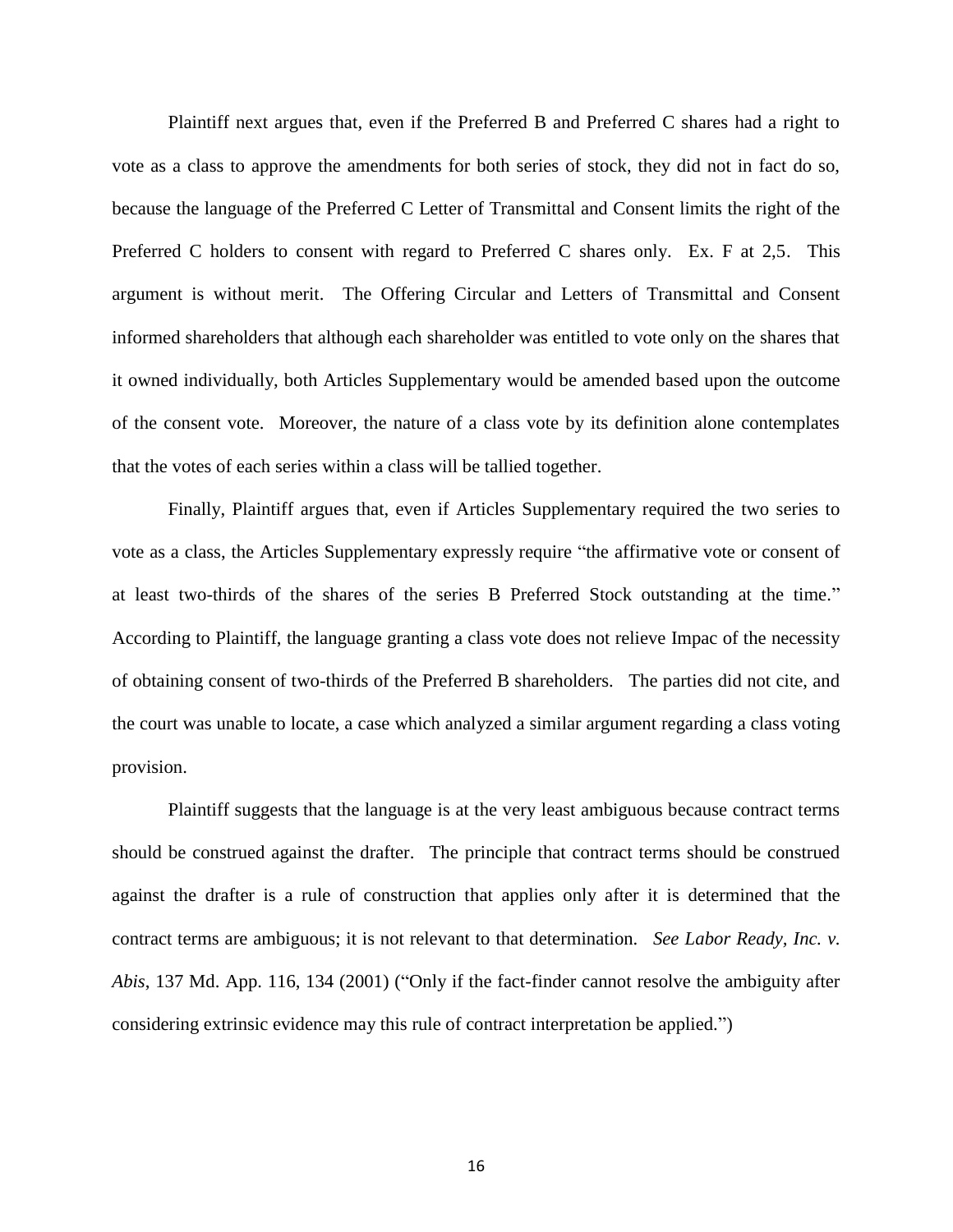Plaintiff next argues that, even if the Preferred B and Preferred C shares had a right to vote as a class to approve the amendments for both series of stock, they did not in fact do so, because the language of the Preferred C Letter of Transmittal and Consent limits the right of the Preferred C holders to consent with regard to Preferred C shares only. Ex. F at 2,5. This argument is without merit. The Offering Circular and Letters of Transmittal and Consent informed shareholders that although each shareholder was entitled to vote only on the shares that it owned individually, both Articles Supplementary would be amended based upon the outcome of the consent vote. Moreover, the nature of a class vote by its definition alone contemplates that the votes of each series within a class will be tallied together.

Finally, Plaintiff argues that, even if Articles Supplementary required the two series to vote as a class, the Articles Supplementary expressly require "the affirmative vote or consent of at least two-thirds of the shares of the series B Preferred Stock outstanding at the time." According to Plaintiff, the language granting a class vote does not relieve Impac of the necessity of obtaining consent of two-thirds of the Preferred B shareholders. The parties did not cite, and the court was unable to locate, a case which analyzed a similar argument regarding a class voting provision.

Plaintiff suggests that the language is at the very least ambiguous because contract terms should be construed against the drafter. The principle that contract terms should be construed against the drafter is a rule of construction that applies only after it is determined that the contract terms are ambiguous; it is not relevant to that determination. *See Labor Ready, Inc. v. Abis*, 137 Md. App. 116, 134 (2001) ("Only if the fact-finder cannot resolve the ambiguity after considering extrinsic evidence may this rule of contract interpretation be applied.")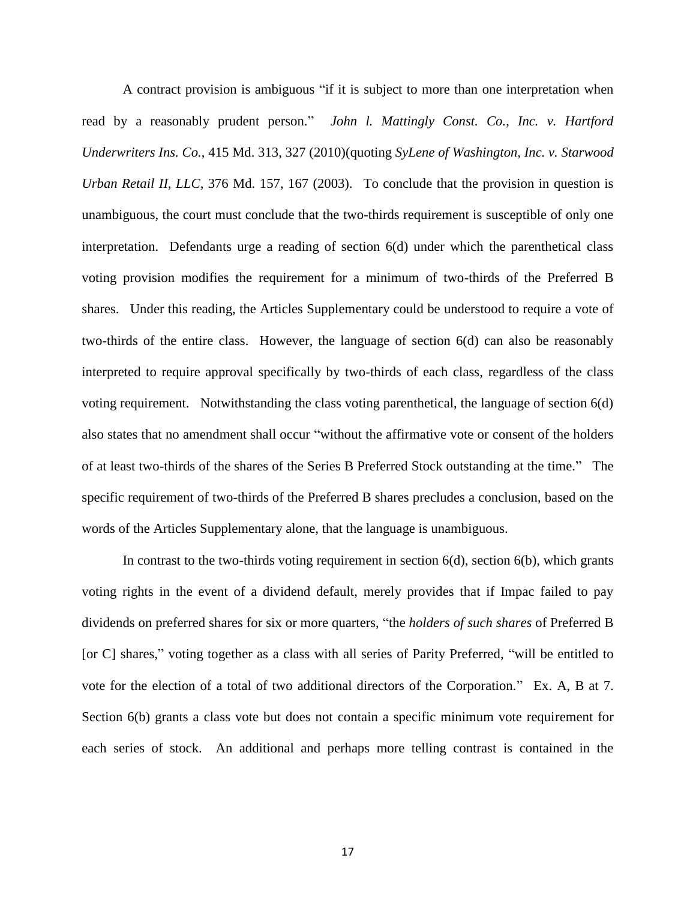A contract provision is ambiguous "if it is subject to more than one interpretation when read by a reasonably prudent person." *John l. Mattingly Const. Co., Inc. v. Hartford Underwriters Ins. Co.*, 415 Md. 313, 327 (2010)(quoting *SyLene of Washington, Inc. v. Starwood Urban Retail II, LLC*, 376 Md. 157, 167 (2003). To conclude that the provision in question is unambiguous, the court must conclude that the two-thirds requirement is susceptible of only one interpretation. Defendants urge a reading of section 6(d) under which the parenthetical class voting provision modifies the requirement for a minimum of two-thirds of the Preferred B shares. Under this reading, the Articles Supplementary could be understood to require a vote of two-thirds of the entire class. However, the language of section 6(d) can also be reasonably interpreted to require approval specifically by two-thirds of each class, regardless of the class voting requirement. Notwithstanding the class voting parenthetical, the language of section 6(d) also states that no amendment shall occur "without the affirmative vote or consent of the holders of at least two-thirds of the shares of the Series B Preferred Stock outstanding at the time." The specific requirement of two-thirds of the Preferred B shares precludes a conclusion, based on the words of the Articles Supplementary alone, that the language is unambiguous.

In contrast to the two-thirds voting requirement in section 6(d), section 6(b), which grants voting rights in the event of a dividend default, merely provides that if Impac failed to pay dividends on preferred shares for six or more quarters, "the *holders of such shares* of Preferred B [or C] shares," voting together as a class with all series of Parity Preferred, "will be entitled to vote for the election of a total of two additional directors of the Corporation." Ex. A, B at 7. Section 6(b) grants a class vote but does not contain a specific minimum vote requirement for each series of stock. An additional and perhaps more telling contrast is contained in the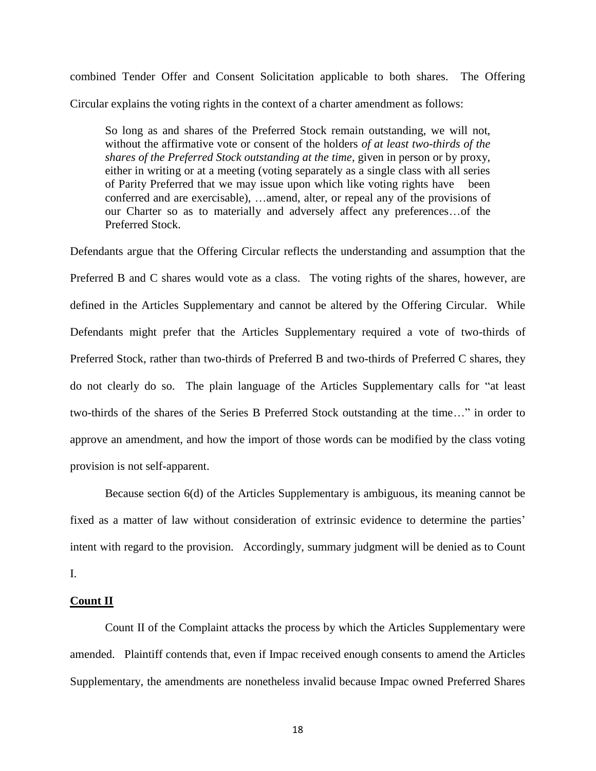combined Tender Offer and Consent Solicitation applicable to both shares. The Offering Circular explains the voting rights in the context of a charter amendment as follows:

> So long as and shares of the Preferred Stock remain outstanding, we will not, without the affirmative vote or consent of the holders *of at least two-thirds of the shares of the Preferred Stock outstanding at the time*, given in person or by proxy, either in writing or at a meeting (voting separately as a single class with all series of Parity Preferred that we may issue upon which like voting rights have been conferred and are exercisable), …amend, alter, or repeal any of the provisions of our Charter so as to materially and adversely affect any preferences…of the Preferred Stock.

Defendants argue that the Offering Circular reflects the understanding and assumption that the Preferred B and C shares would vote as a class. The voting rights of the shares, however, are defined in the Articles Supplementary and cannot be altered by the Offering Circular. While Defendants might prefer that the Articles Supplementary required a vote of two-thirds of Preferred Stock, rather than two-thirds of Preferred B and two-thirds of Preferred C shares, they do not clearly do so. The plain language of the Articles Supplementary calls for "at least two-thirds of the shares of the Series B Preferred Stock outstanding at the time…" in order to approve an amendment, and how the import of those words can be modified by the class voting provision is not self-apparent.

Because section 6(d) of the Articles Supplementary is ambiguous, its meaning cannot be fixed as a matter of law without consideration of extrinsic evidence to determine the parties' intent with regard to the provision. Accordingly, summary judgment will be denied as to Count I.

**Count II**

Count II of the Complaint attacks the process by which the Articles Supplementary were amended. Plaintiff contends that, even if Impac received enough consents to amend the Articles Supplementary, the amendments are nonetheless invalid because Impac owned Preferred Shares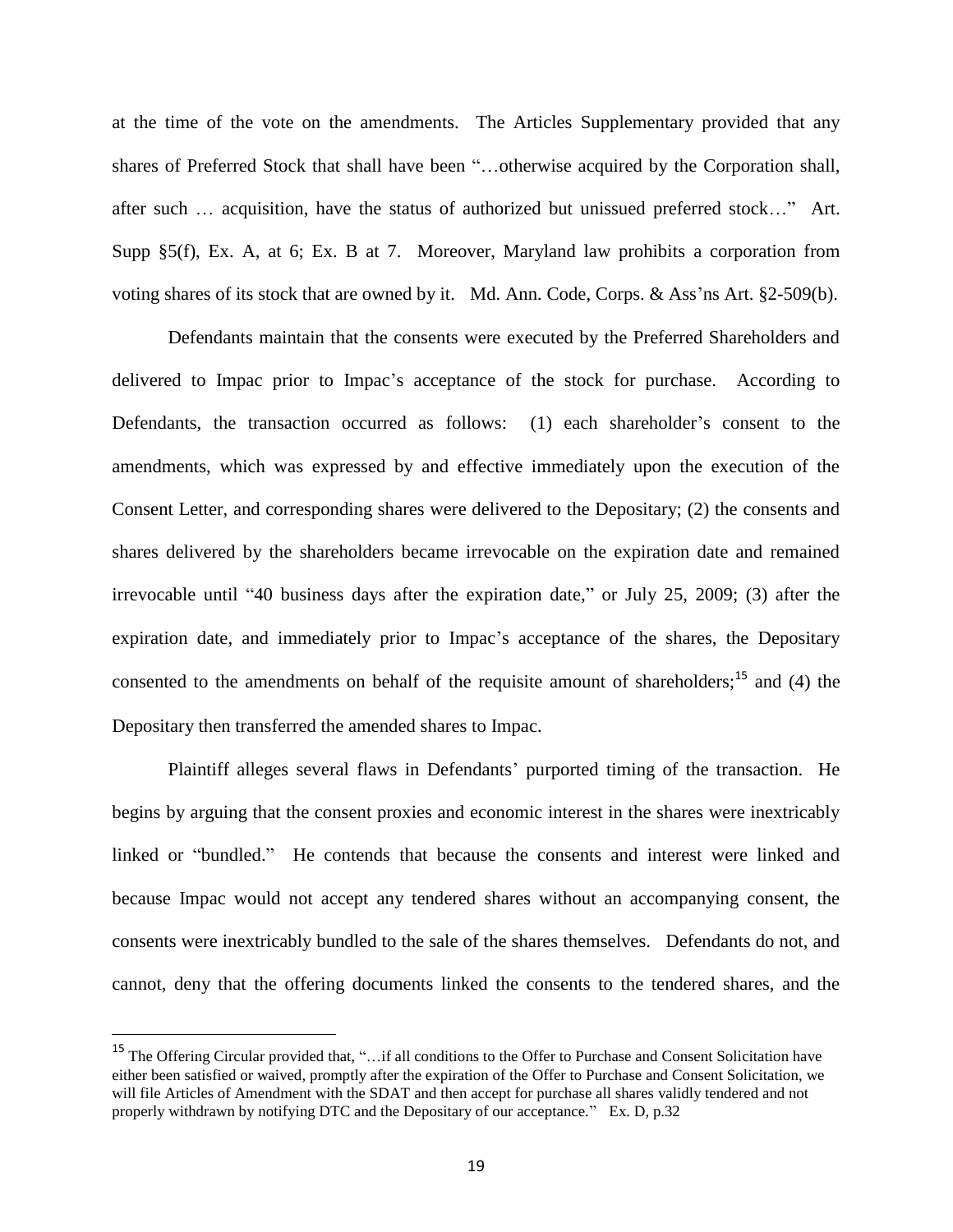at the time of the vote on the amendments. The Articles Supplementary provided that any shares of Preferred Stock that shall have been "…otherwise acquired by the Corporation shall, after such … acquisition, have the status of authorized but unissued preferred stock…" Art. Supp §5(f), Ex. A, at 6; Ex. B at 7. Moreover, Maryland law prohibits a corporation from voting shares of its stock that are owned by it. Md. Ann. Code, Corps. & Ass'ns Art. §2-509(b).

Defendants maintain that the consents were executed by the Preferred Shareholders and delivered to Impac prior to Impac's acceptance of the stock for purchase. According to Defendants, the transaction occurred as follows: (1) each shareholder's consent to the amendments, which was expressed by and effective immediately upon the execution of the Consent Letter, and corresponding shares were delivered to the Depositary; (2) the consents and shares delivered by the shareholders became irrevocable on the expiration date and remained irrevocable until "40 business days after the expiration date," or July 25, 2009; (3) after the expiration date, and immediately prior to Impac's acceptance of the shares, the Depositary consented to the amendments on behalf of the requisite amount of shareholders;[15] and (4) the Depositary then transferred the amended shares to Impac.

Plaintiff alleges several flaws in Defendants' purported timing of the transaction. He begins by arguing that the consent proxies and economic interest in the shares were inextricably linked or "bundled." He contends that because the consents and interest were linked and because Impac would not accept any tendered shares without an accompanying consent, the consents were inextricably bundled to the sale of the shares themselves. Defendants do not, and cannot, deny that the offering documents linked the consents to the tendered shares, and the

[15] The Offering Circular provided that, "…if all conditions to the Offer to Purchase and Consent Solicitation have either been satisfied or waived, promptly after the expiration of the Offer to Purchase and Consent Solicitation, we will file Articles of Amendment with the SDAT and then accept for purchase all shares validly tendered and not properly withdrawn by notifying DTC and the Depositary of our acceptance." Ex. D, p.32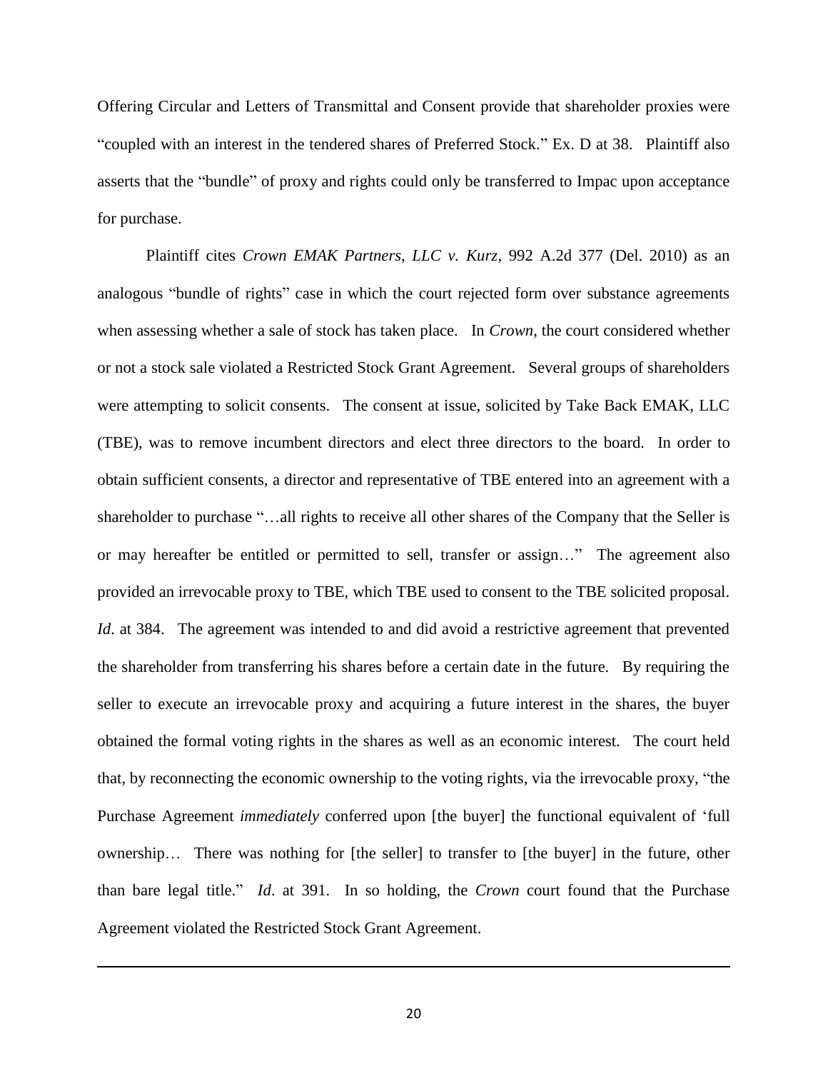Offering Circular and Letters of Transmittal and Consent provide that shareholder proxies were "coupled with an interest in the tendered shares of Preferred Stock." Ex. D at 38. Plaintiff also asserts that the "bundle" of proxy and rights could only be transferred to Impac upon acceptance for purchase.

Plaintiff cites *Crown EMAK Partners, LLC v. Kurz*, 992 A.2d 377 (Del. 2010) as an analogous "bundle of rights" case in which the court rejected form over substance agreements when assessing whether a sale of stock has taken place. In *Crown*, the court considered whether or not a stock sale violated a Restricted Stock Grant Agreement. Several groups of shareholders were attempting to solicit consents. The consent at issue, solicited by Take Back EMAK, LLC (TBE), was to remove incumbent directors and elect three directors to the board. In order to obtain sufficient consents, a director and representative of TBE entered into an agreement with a shareholder to purchase "…all rights to receive all other shares of the Company that the Seller is or may hereafter be entitled or permitted to sell, transfer or assign…" The agreement also provided an irrevocable proxy to TBE, which TBE used to consent to the TBE solicited proposal. *Id*. at 384. The agreement was intended to and did avoid a restrictive agreement that prevented the shareholder from transferring his shares before a certain date in the future. By requiring the seller to execute an irrevocable proxy and acquiring a future interest in the shares, the buyer obtained the formal voting rights in the shares as well as an economic interest. The court held that, by reconnecting the economic ownership to the voting rights, via the irrevocable proxy, "the Purchase Agreement *immediately* conferred upon [the buyer] the functional equivalent of 'full ownership… There was nothing for [the seller] to transfer to [the buyer] in the future, other than bare legal title." *Id*. at 391. In so holding, the *Crown* court found that the Purchase Agreement violated the Restricted Stock Grant Agreement.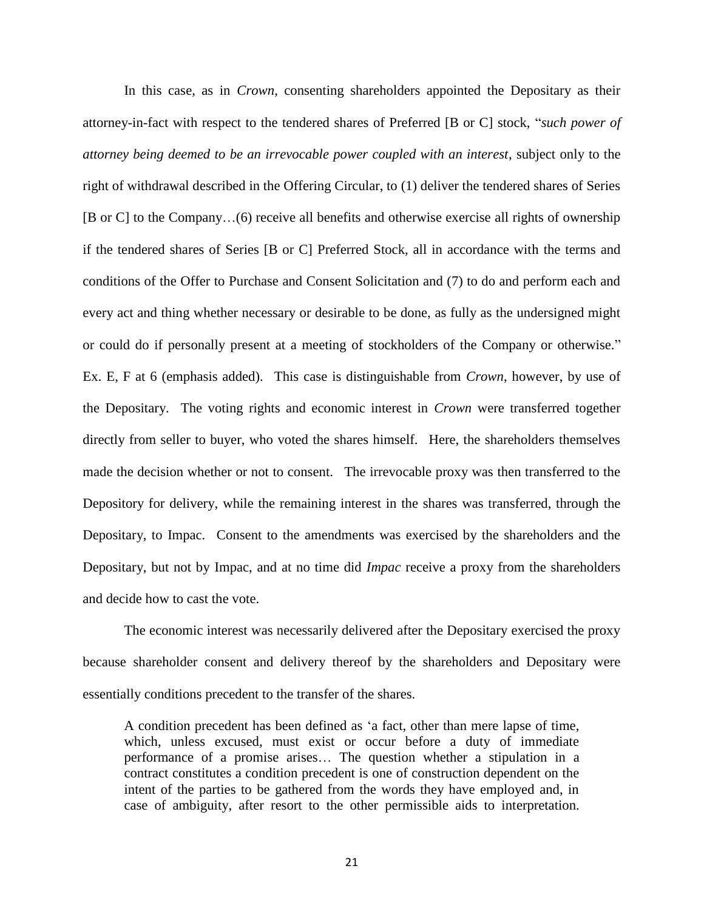In this case, as in *Crown*, consenting shareholders appointed the Depositary as their attorney-in-fact with respect to the tendered shares of Preferred [B or C] stock, "*such power of attorney being deemed to be an irrevocable power coupled with an interest*, subject only to the right of withdrawal described in the Offering Circular, to (1) deliver the tendered shares of Series [B or C] to the Company…(6) receive all benefits and otherwise exercise all rights of ownership if the tendered shares of Series [B or C] Preferred Stock, all in accordance with the terms and conditions of the Offer to Purchase and Consent Solicitation and (7) to do and perform each and every act and thing whether necessary or desirable to be done, as fully as the undersigned might or could do if personally present at a meeting of stockholders of the Company or otherwise." Ex. E, F at 6 (emphasis added). This case is distinguishable from *Crown*, however, by use of the Depositary. The voting rights and economic interest in *Crown* were transferred together directly from seller to buyer, who voted the shares himself. Here, the shareholders themselves made the decision whether or not to consent. The irrevocable proxy was then transferred to the Depository for delivery, while the remaining interest in the shares was transferred, through the Depositary, to Impac. Consent to the amendments was exercised by the shareholders and the Depositary, but not by Impac, and at no time did *Impac* receive a proxy from the shareholders and decide how to cast the vote.

The economic interest was necessarily delivered after the Depositary exercised the proxy because shareholder consent and delivery thereof by the shareholders and Depositary were essentially conditions precedent to the transfer of the shares.

> A condition precedent has been defined as 'a fact, other than mere lapse of time, which, unless excused, must exist or occur before a duty of immediate performance of a promise arises… The question whether a stipulation in a contract constitutes a condition precedent is one of construction dependent on the intent of the parties to be gathered from the words they have employed and, in case of ambiguity, after resort to the other permissible aids to interpretation.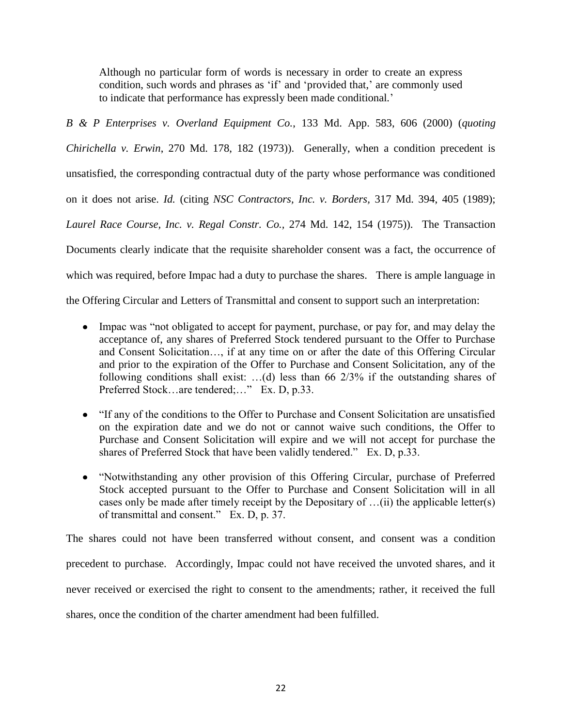> Although no particular form of words is necessary in order to create an express condition, such words and phrases as 'if' and 'provided that,' are commonly used to indicate that performance has expressly been made conditional.'

*B & P Enterprises v. Overland Equipment Co.*, 133 Md. App. 583, 606 (2000) (*quoting Chirichella v. Erwin*, 270 Md. 178, 182 (1973)). Generally, when a condition precedent is unsatisfied, the corresponding contractual duty of the party whose performance was conditioned on it does not arise. *Id.* (citing *NSC Contractors, Inc. v. Borders*, 317 Md. 394, 405 (1989); *Laurel Race Course, Inc. v. Regal Constr. Co.*, 274 Md. 142, 154 (1975)). The Transaction Documents clearly indicate that the requisite shareholder consent was a fact, the occurrence of which was required, before Impac had a duty to purchase the shares. There is ample language in the Offering Circular and Letters of Transmittal and consent to support such an interpretation:

- Impac was "not obligated to accept for payment, purchase, or pay for, and may delay the acceptance of, any shares of Preferred Stock tendered pursuant to the Offer to Purchase and Consent Solicitation…, if at any time on or after the date of this Offering Circular and prior to the expiration of the Offer to Purchase and Consent Solicitation, any of the following conditions shall exist: …(d) less than 66 2/3% if the outstanding shares of Preferred Stock…are tendered;…" Ex. D, p.33.

- "If any of the conditions to the Offer to Purchase and Consent Solicitation are unsatisfied on the expiration date and we do not or cannot waive such conditions, the Offer to Purchase and Consent Solicitation will expire and we will not accept for purchase the shares of Preferred Stock that have been validly tendered." Ex. D, p.33.

- "Notwithstanding any other provision of this Offering Circular, purchase of Preferred Stock accepted pursuant to the Offer to Purchase and Consent Solicitation will in all cases only be made after timely receipt by the Depositary of …(ii) the applicable letter(s) of transmittal and consent." Ex. D, p. 37.

The shares could not have been transferred without consent, and consent was a condition precedent to purchase. Accordingly, Impac could not have received the unvoted shares, and it never received or exercised the right to consent to the amendments; rather, it received the full shares, once the condition of the charter amendment had been fulfilled.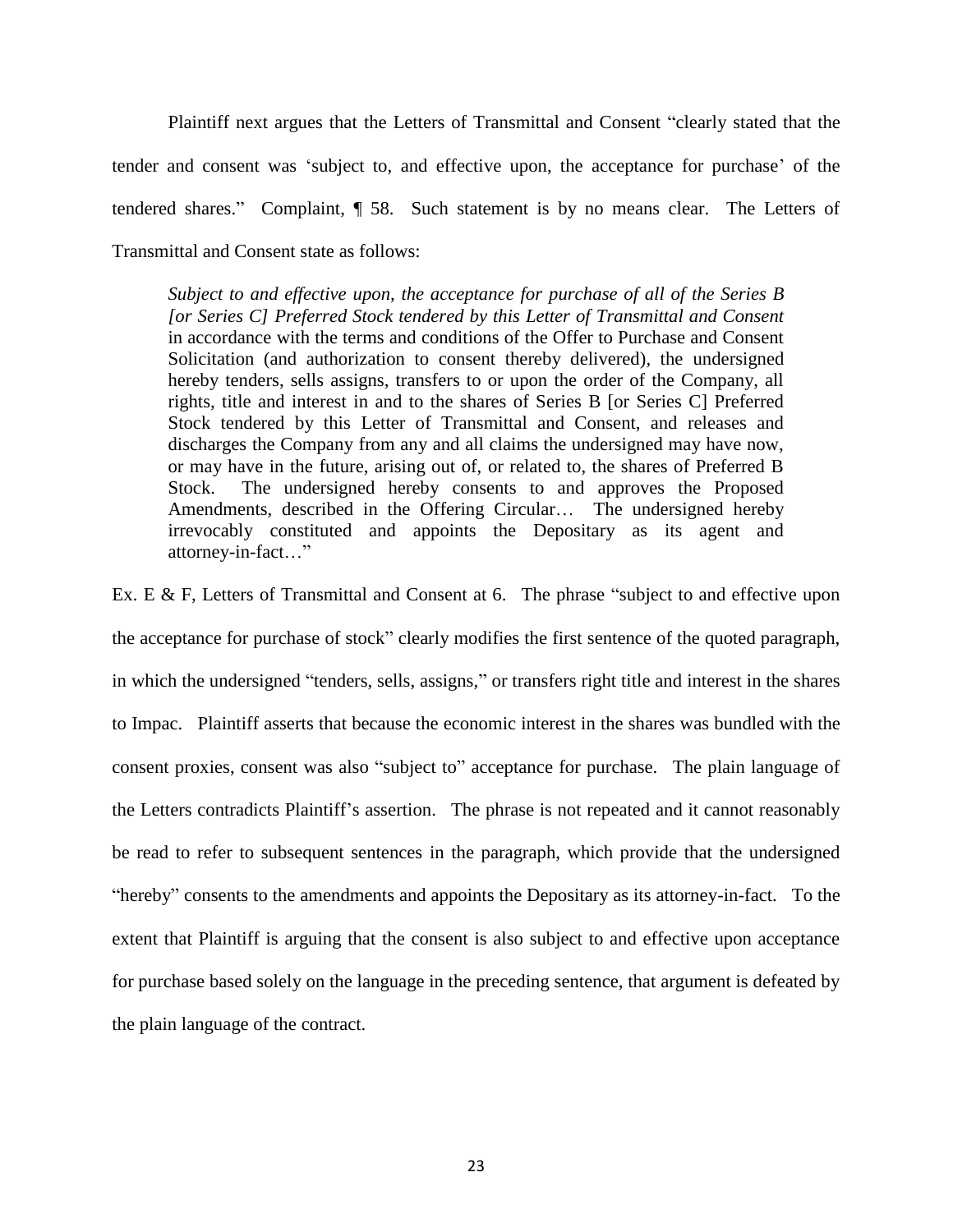Plaintiff next argues that the Letters of Transmittal and Consent "clearly stated that the tender and consent was 'subject to, and effective upon, the acceptance for purchase' of the tendered shares." Complaint, ¶ 58. Such statement is by no means clear. The Letters of Transmittal and Consent state as follows:

> *Subject to and effective upon, the acceptance for purchase of all of the Series B [or Series C] Preferred Stock tendered by this Letter of Transmittal and Consent* in accordance with the terms and conditions of the Offer to Purchase and Consent Solicitation (and authorization to consent thereby delivered), the undersigned hereby tenders, sells assigns, transfers to or upon the order of the Company, all rights, title and interest in and to the shares of Series B [or Series C] Preferred Stock tendered by this Letter of Transmittal and Consent, and releases and discharges the Company from any and all claims the undersigned may have now, or may have in the future, arising out of, or related to, the shares of Preferred B Stock. The undersigned hereby consents to and approves the Proposed Amendments, described in the Offering Circular… The undersigned hereby irrevocably constituted and appoints the Depositary as its agent and attorney-in-fact…"

Ex. E & F, Letters of Transmittal and Consent at 6. The phrase "subject to and effective upon the acceptance for purchase of stock" clearly modifies the first sentence of the quoted paragraph, in which the undersigned "tenders, sells, assigns," or transfers right title and interest in the shares to Impac. Plaintiff asserts that because the economic interest in the shares was bundled with the consent proxies, consent was also "subject to" acceptance for purchase. The plain language of the Letters contradicts Plaintiff's assertion. The phrase is not repeated and it cannot reasonably be read to refer to subsequent sentences in the paragraph, which provide that the undersigned "hereby" consents to the amendments and appoints the Depositary as its attorney-in-fact. To the extent that Plaintiff is arguing that the consent is also subject to and effective upon acceptance for purchase based solely on the language in the preceding sentence, that argument is defeated by the plain language of the contract.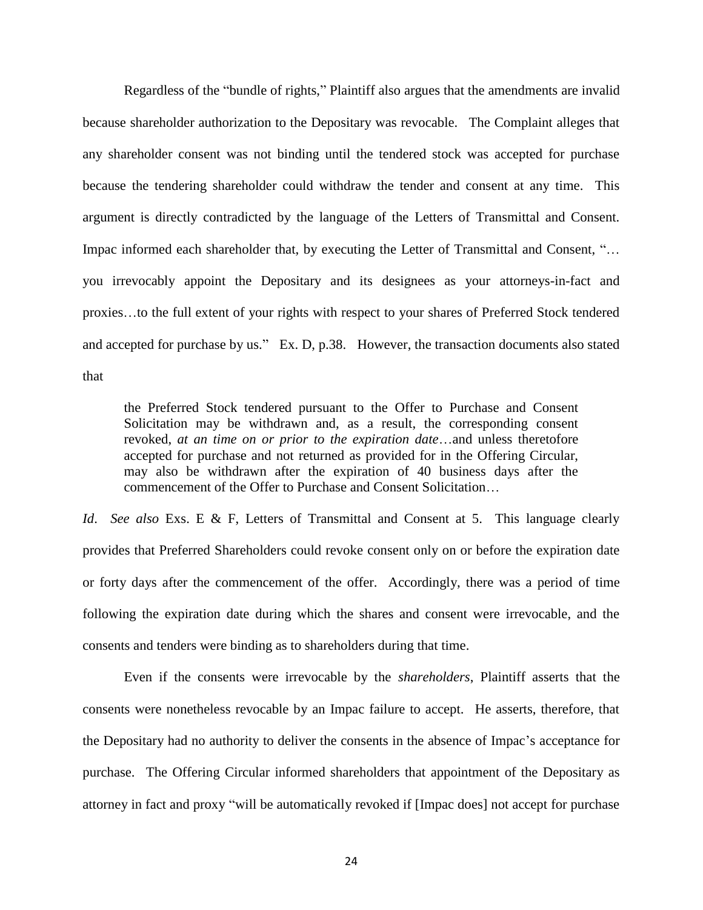Regardless of the "bundle of rights," Plaintiff also argues that the amendments are invalid because shareholder authorization to the Depositary was revocable. The Complaint alleges that any shareholder consent was not binding until the tendered stock was accepted for purchase because the tendering shareholder could withdraw the tender and consent at any time. This argument is directly contradicted by the language of the Letters of Transmittal and Consent. Impac informed each shareholder that, by executing the Letter of Transmittal and Consent, "… you irrevocably appoint the Depositary and its designees as your attorneys-in-fact and proxies…to the full extent of your rights with respect to your shares of Preferred Stock tendered and accepted for purchase by us." Ex. D, p.38. However, the transaction documents also stated that

> the Preferred Stock tendered pursuant to the Offer to Purchase and Consent Solicitation may be withdrawn and, as a result, the corresponding consent revoked, *at an time on or prior to the expiration date*…and unless theretofore accepted for purchase and not returned as provided for in the Offering Circular, may also be withdrawn after the expiration of 40 business days after the commencement of the Offer to Purchase and Consent Solicitation…

*Id*. *See also* Exs. E & F, Letters of Transmittal and Consent at 5. This language clearly provides that Preferred Shareholders could revoke consent only on or before the expiration date or forty days after the commencement of the offer. Accordingly, there was a period of time following the expiration date during which the shares and consent were irrevocable, and the consents and tenders were binding as to shareholders during that time.

Even if the consents were irrevocable by the *shareholders*, Plaintiff asserts that the consents were nonetheless revocable by an Impac failure to accept. He asserts, therefore, that the Depositary had no authority to deliver the consents in the absence of Impac's acceptance for purchase. The Offering Circular informed shareholders that appointment of the Depositary as attorney in fact and proxy "will be automatically revoked if [Impac does] not accept for purchase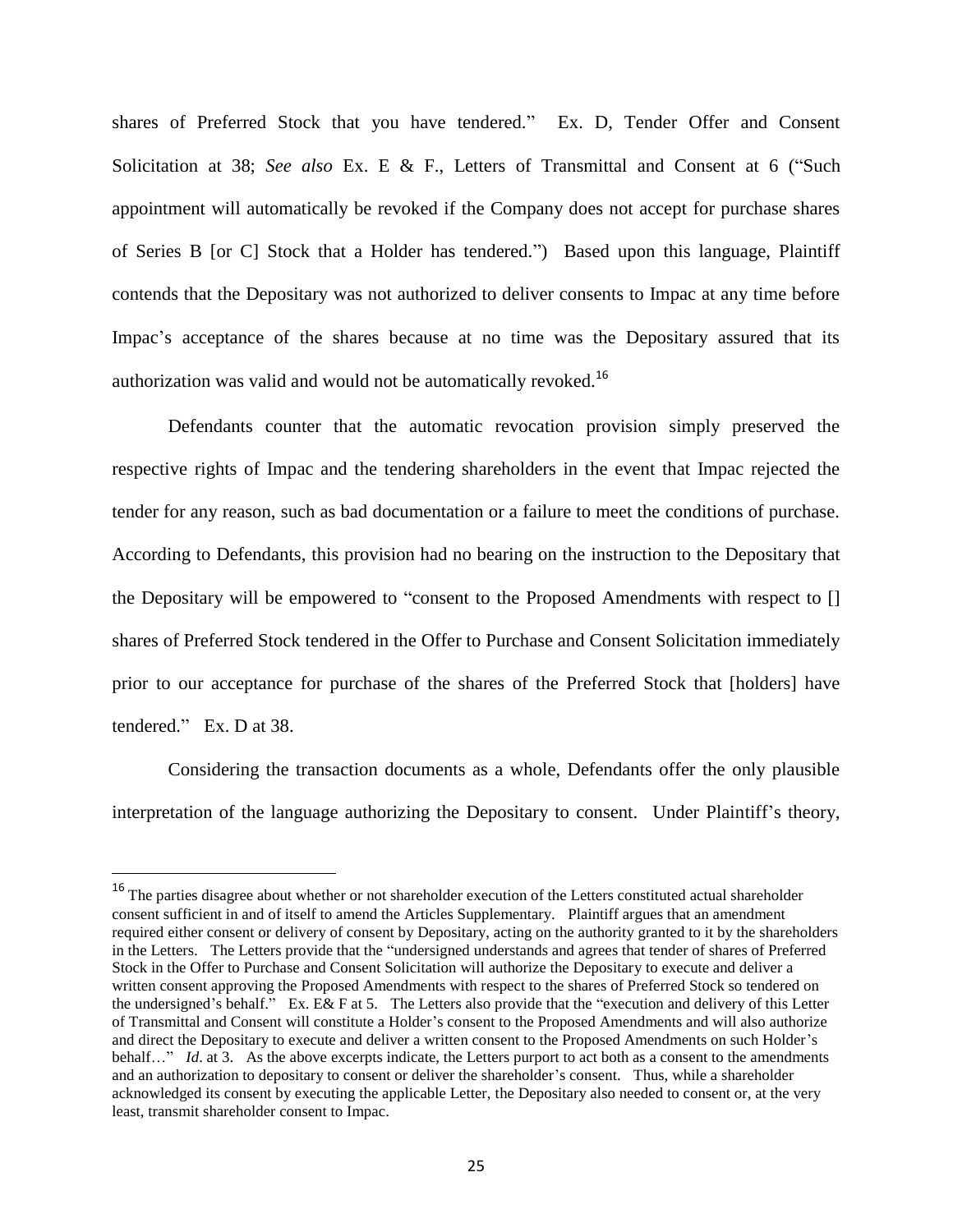shares of Preferred Stock that you have tendered." Ex. D, Tender Offer and Consent Solicitation at 38; *See also* Ex. E & F., Letters of Transmittal and Consent at 6 ("Such appointment will automatically be revoked if the Company does not accept for purchase shares of Series B [or C] Stock that a Holder has tendered.") Based upon this language, Plaintiff contends that the Depositary was not authorized to deliver consents to Impac at any time before Impac's acceptance of the shares because at no time was the Depositary assured that its authorization was valid and would not be automatically revoked.[16]

Defendants counter that the automatic revocation provision simply preserved the respective rights of Impac and the tendering shareholders in the event that Impac rejected the tender for any reason, such as bad documentation or a failure to meet the conditions of purchase. According to Defendants, this provision had no bearing on the instruction to the Depositary that the Depositary will be empowered to "consent to the Proposed Amendments with respect to [] shares of Preferred Stock tendered in the Offer to Purchase and Consent Solicitation immediately prior to our acceptance for purchase of the shares of the Preferred Stock that [holders] have tendered." Ex. D at 38.

Considering the transaction documents as a whole, Defendants offer the only plausible interpretation of the language authorizing the Depositary to consent. Under Plaintiff's theory,

---

[16] The parties disagree about whether or not shareholder execution of the Letters constituted actual shareholder consent sufficient in and of itself to amend the Articles Supplementary. Plaintiff argues that an amendment required either consent or delivery of consent by Depositary, acting on the authority granted to it by the shareholders in the Letters. The Letters provide that the "undersigned understands and agrees that tender of shares of Preferred Stock in the Offer to Purchase and Consent Solicitation will authorize the Depositary to execute and deliver a written consent approving the Proposed Amendments with respect to the shares of Preferred Stock so tendered on the undersigned's behalf." Ex. E& F at 5. The Letters also provide that the "execution and delivery of this Letter of Transmittal and Consent will constitute a Holder's consent to the Proposed Amendments and will also authorize and direct the Depositary to execute and deliver a written consent to the Proposed Amendments on such Holder's behalf…" *Id*. at 3. As the above excerpts indicate, the Letters purport to act both as a consent to the amendments and an authorization to depositary to consent or deliver the shareholder's consent. Thus, while a shareholder acknowledged its consent by executing the applicable Letter, the Depositary also needed to consent or, at the very least, transmit shareholder consent to Impac.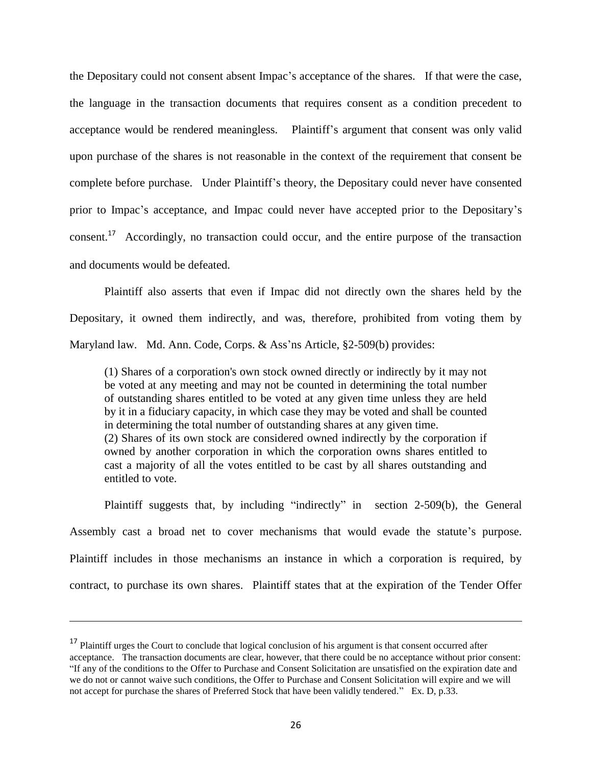the Depositary could not consent absent Impac's acceptance of the shares. If that were the case, the language in the transaction documents that requires consent as a condition precedent to acceptance would be rendered meaningless. Plaintiff's argument that consent was only valid upon purchase of the shares is not reasonable in the context of the requirement that consent be complete before purchase. Under Plaintiff's theory, the Depositary could never have consented prior to Impac's acceptance, and Impac could never have accepted prior to the Depositary's consent.[17] Accordingly, no transaction could occur, and the entire purpose of the transaction and documents would be defeated.

Plaintiff also asserts that even if Impac did not directly own the shares held by the Depositary, it owned them indirectly, and was, therefore, prohibited from voting them by Maryland law. Md. Ann. Code, Corps. & Ass'ns Article, §2-509(b) provides:

> (1) Shares of a corporation's own stock owned directly or indirectly by it may not be voted at any meeting and may not be counted in determining the total number of outstanding shares entitled to be voted at any given time unless they are held by it in a fiduciary capacity, in which case they may be voted and shall be counted in determining the total number of outstanding shares at any given time.
> (2) Shares of its own stock are considered owned indirectly by the corporation if owned by another corporation in which the corporation owns shares entitled to cast a majority of all the votes entitled to be cast by all shares outstanding and entitled to vote.

Plaintiff suggests that, by including "indirectly" in section 2-509(b), the General Assembly cast a broad net to cover mechanisms that would evade the statute's purpose. Plaintiff includes in those mechanisms an instance in which a corporation is required, by contract, to purchase its own shares. Plaintiff states that at the expiration of the Tender Offer

---

[17] Plaintiff urges the Court to conclude that logical conclusion of his argument is that consent occurred after acceptance. The transaction documents are clear, however, that there could be no acceptance without prior consent: "If any of the conditions to the Offer to Purchase and Consent Solicitation are unsatisfied on the expiration date and we do not or cannot waive such conditions, the Offer to Purchase and Consent Solicitation will expire and we will not accept for purchase the shares of Preferred Stock that have been validly tendered." Ex. D, p.33.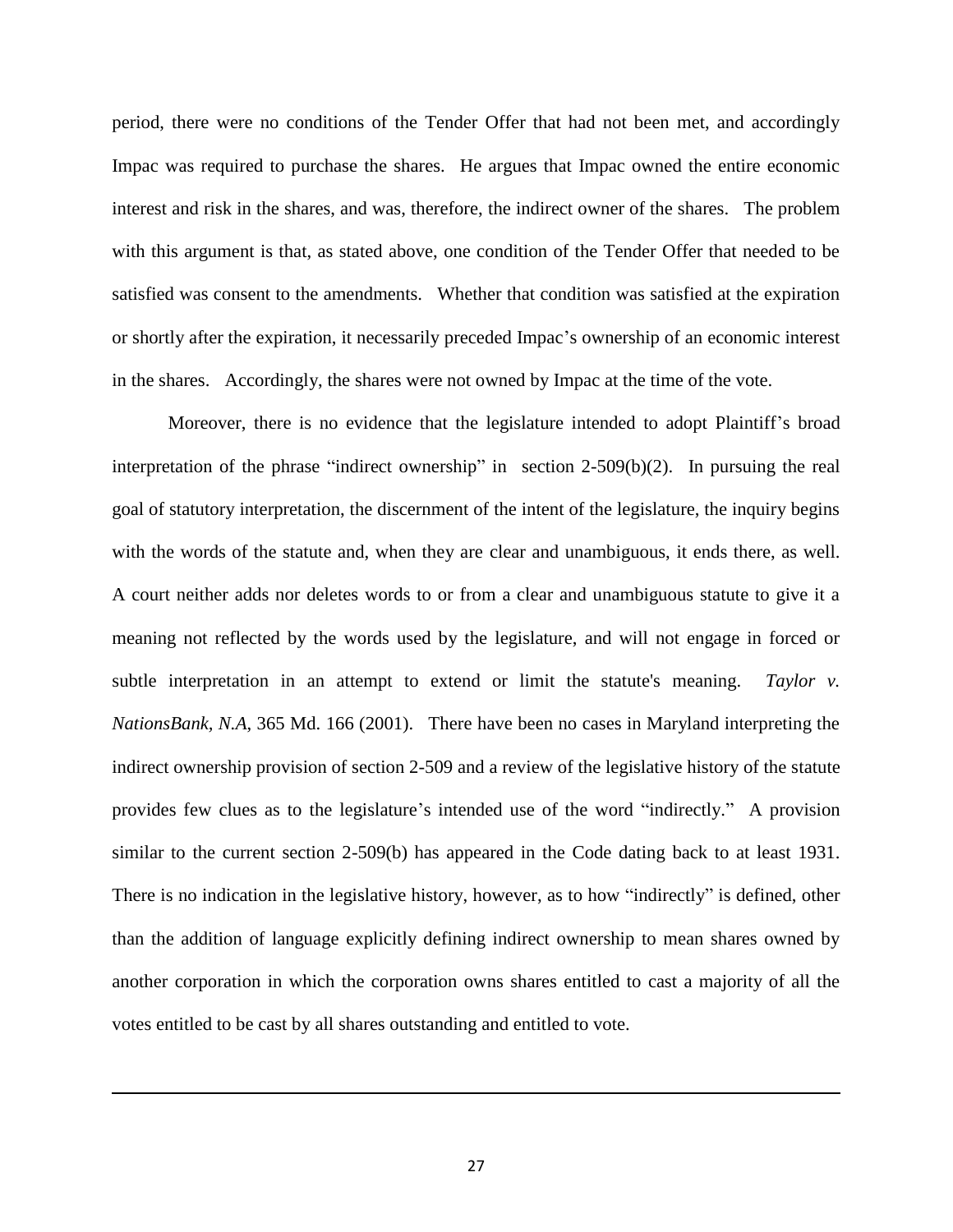period, there were no conditions of the Tender Offer that had not been met, and accordingly Impac was required to purchase the shares. He argues that Impac owned the entire economic interest and risk in the shares, and was, therefore, the indirect owner of the shares. The problem with this argument is that, as stated above, one condition of the Tender Offer that needed to be satisfied was consent to the amendments. Whether that condition was satisfied at the expiration or shortly after the expiration, it necessarily preceded Impac's ownership of an economic interest in the shares. Accordingly, the shares were not owned by Impac at the time of the vote.

Moreover, there is no evidence that the legislature intended to adopt Plaintiff's broad interpretation of the phrase "indirect ownership" in section 2-509(b)(2). In pursuing the real goal of statutory interpretation, the discernment of the intent of the legislature, the inquiry begins with the words of the statute and, when they are clear and unambiguous, it ends there, as well. A court neither adds nor deletes words to or from a clear and unambiguous statute to give it a meaning not reflected by the words used by the legislature, and will not engage in forced or subtle interpretation in an attempt to extend or limit the statute's meaning. *Taylor v. NationsBank, N.A*, 365 Md. 166 (2001). There have been no cases in Maryland interpreting the indirect ownership provision of section 2-509 and a review of the legislative history of the statute provides few clues as to the legislature's intended use of the word "indirectly." A provision similar to the current section 2-509(b) has appeared in the Code dating back to at least 1931. There is no indication in the legislative history, however, as to how "indirectly" is defined, other than the addition of language explicitly defining indirect ownership to mean shares owned by another corporation in which the corporation owns shares entitled to cast a majority of all the votes entitled to be cast by all shares outstanding and entitled to vote.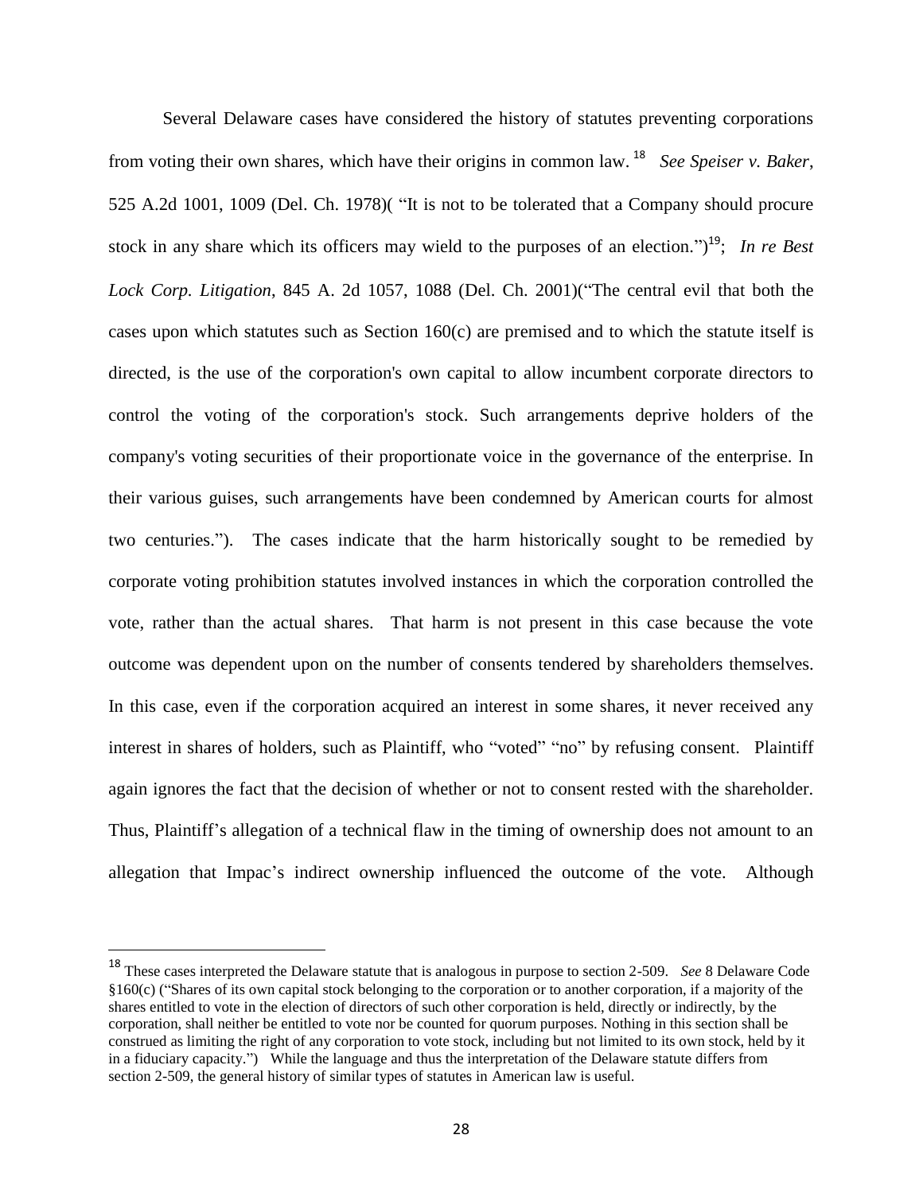Several Delaware cases have considered the history of statutes preventing corporations from voting their own shares, which have their origins in common law.[18] *See Speiser v. Baker*, 525 A.2d 1001, 1009 (Del. Ch. 1978)( "It is not to be tolerated that a Company should procure stock in any share which its officers may wield to the purposes of an election.")[19]; *In re Best Lock Corp. Litigation*, 845 A. 2d 1057, 1088 (Del. Ch. 2001)("The central evil that both the cases upon which statutes such as Section 160(c) are premised and to which the statute itself is directed, is the use of the corporation's own capital to allow incumbent corporate directors to control the voting of the corporation's stock. Such arrangements deprive holders of the company's voting securities of their proportionate voice in the governance of the enterprise. In their various guises, such arrangements have been condemned by American courts for almost two centuries."). The cases indicate that the harm historically sought to be remedied by corporate voting prohibition statutes involved instances in which the corporation controlled the vote, rather than the actual shares. That harm is not present in this case because the vote outcome was dependent upon on the number of consents tendered by shareholders themselves. In this case, even if the corporation acquired an interest in some shares, it never received any interest in shares of holders, such as Plaintiff, who "voted" "no" by refusing consent. Plaintiff again ignores the fact that the decision of whether or not to consent rested with the shareholder. Thus, Plaintiff's allegation of a technical flaw in the timing of ownership does not amount to an allegation that Impac's indirect ownership influenced the outcome of the vote. Although

---

[18] These cases interpreted the Delaware statute that is analogous in purpose to section 2-509. *See* 8 Delaware Code §160(c) ("Shares of its own capital stock belonging to the corporation or to another corporation, if a majority of the shares entitled to vote in the election of directors of such other corporation is held, directly or indirectly, by the corporation, shall neither be entitled to vote nor be counted for quorum purposes. Nothing in this section shall be construed as limiting the right of any corporation to vote stock, including but not limited to its own stock, held by it in a fiduciary capacity.") While the language and thus the interpretation of the Delaware statute differs from section 2-509, the general history of similar types of statutes in American law is useful.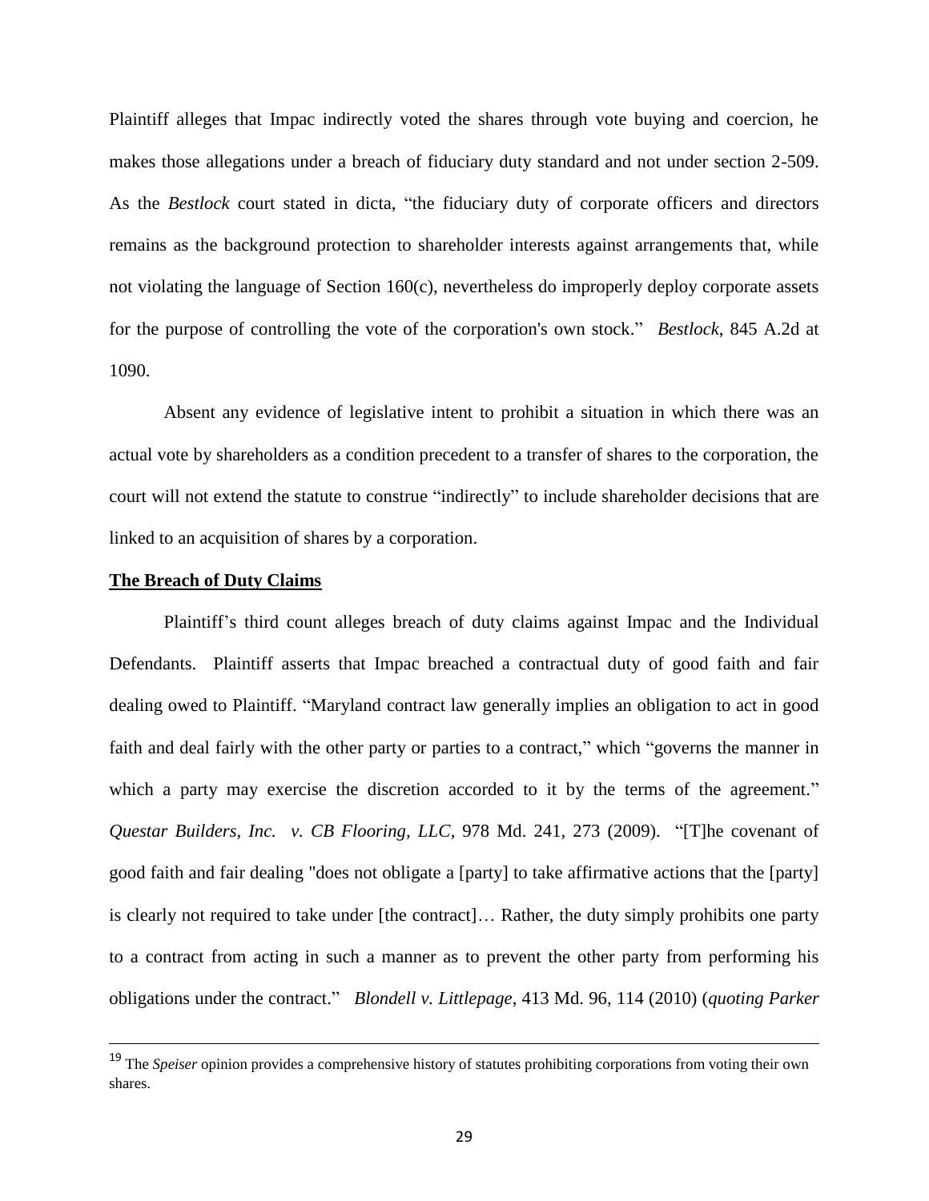Plaintiff alleges that Impac indirectly voted the shares through vote buying and coercion, he makes those allegations under a breach of fiduciary duty standard and not under section 2-509. As the *Bestlock* court stated in dicta, "the fiduciary duty of corporate officers and directors remains as the background protection to shareholder interests against arrangements that, while not violating the language of Section 160(c), nevertheless do improperly deploy corporate assets for the purpose of controlling the vote of the corporation's own stock." *Bestlock*, 845 A.2d at 1090.

Absent any evidence of legislative intent to prohibit a situation in which there was an actual vote by shareholders as a condition precedent to a transfer of shares to the corporation, the court will not extend the statute to construe "indirectly" to include shareholder decisions that are linked to an acquisition of shares by a corporation.

**The Breach of Duty Claims**

Plaintiff's third count alleges breach of duty claims against Impac and the Individual Defendants. Plaintiff asserts that Impac breached a contractual duty of good faith and fair dealing owed to Plaintiff. "Maryland contract law generally implies an obligation to act in good faith and deal fairly with the other party or parties to a contract," which "governs the manner in which a party may exercise the discretion accorded to it by the terms of the agreement." *Questar Builders, Inc. v. CB Flooring, LLC*, 978 Md. 241, 273 (2009). "[T]he covenant of good faith and fair dealing "does not obligate a [party] to take affirmative actions that the [party] is clearly not required to take under [the contract]… Rather, the duty simply prohibits one party to a contract from acting in such a manner as to prevent the other party from performing his obligations under the contract." *Blondell v. Littlepage*, 413 Md. 96, 114 (2010) (*quoting Parker*

---

[19] The *Speiser* opinion provides a comprehensive history of statutes prohibiting corporations from voting their own shares.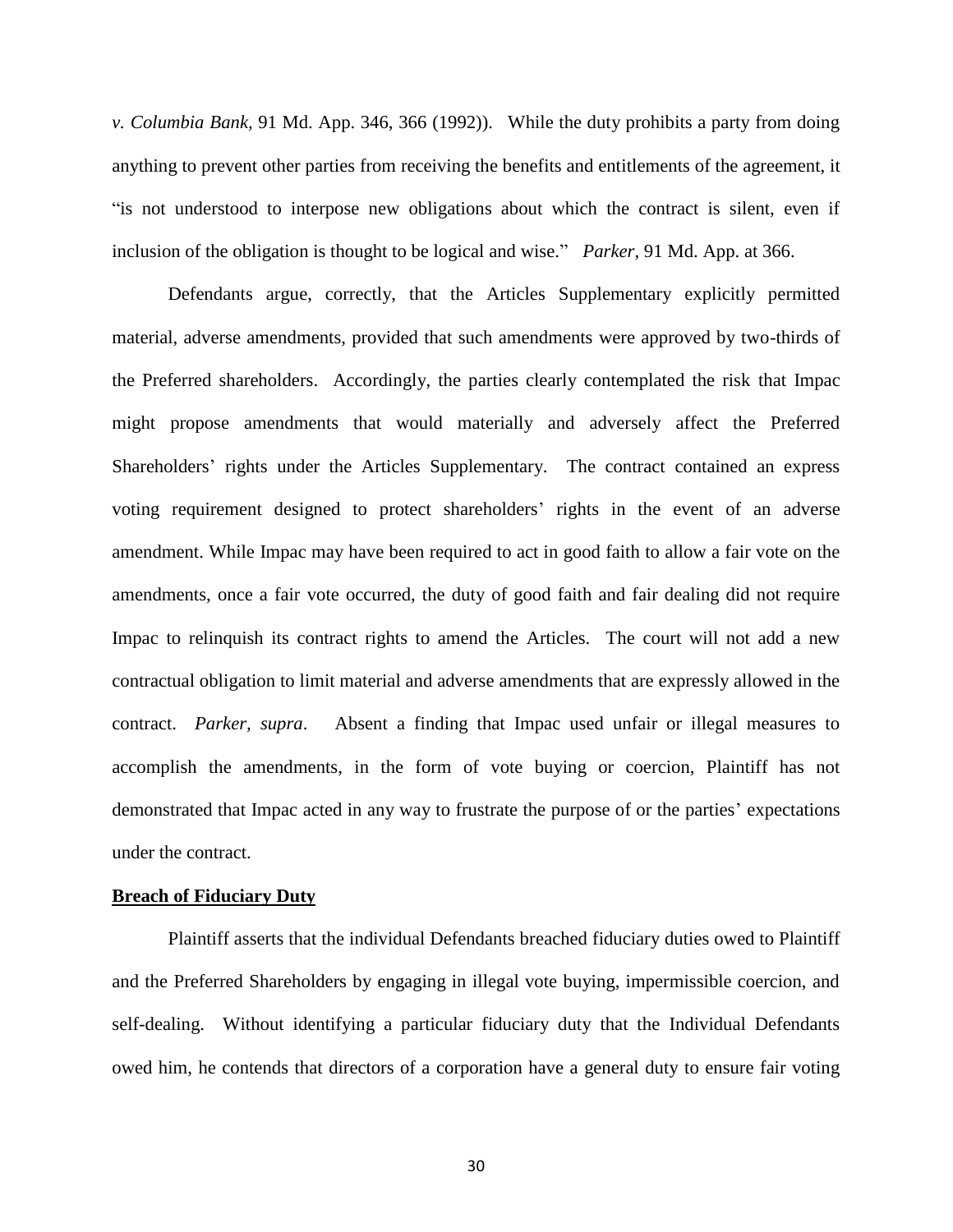*v. Columbia Bank*, 91 Md. App. 346, 366 (1992)). While the duty prohibits a party from doing anything to prevent other parties from receiving the benefits and entitlements of the agreement, it "is not understood to interpose new obligations about which the contract is silent, even if inclusion of the obligation is thought to be logical and wise." *Parker*, 91 Md. App. at 366.

Defendants argue, correctly, that the Articles Supplementary explicitly permitted material, adverse amendments, provided that such amendments were approved by two-thirds of the Preferred shareholders. Accordingly, the parties clearly contemplated the risk that Impac might propose amendments that would materially and adversely affect the Preferred Shareholders' rights under the Articles Supplementary. The contract contained an express voting requirement designed to protect shareholders' rights in the event of an adverse amendment. While Impac may have been required to act in good faith to allow a fair vote on the amendments, once a fair vote occurred, the duty of good faith and fair dealing did not require Impac to relinquish its contract rights to amend the Articles. The court will not add a new contractual obligation to limit material and adverse amendments that are expressly allowed in the contract. *Parker, supra*. Absent a finding that Impac used unfair or illegal measures to accomplish the amendments, in the form of vote buying or coercion, Plaintiff has not demonstrated that Impac acted in any way to frustrate the purpose of or the parties' expectations under the contract.

**Breach of Fiduciary Duty**

Plaintiff asserts that the individual Defendants breached fiduciary duties owed to Plaintiff and the Preferred Shareholders by engaging in illegal vote buying, impermissible coercion, and self-dealing. Without identifying a particular fiduciary duty that the Individual Defendants owed him, he contends that directors of a corporation have a general duty to ensure fair voting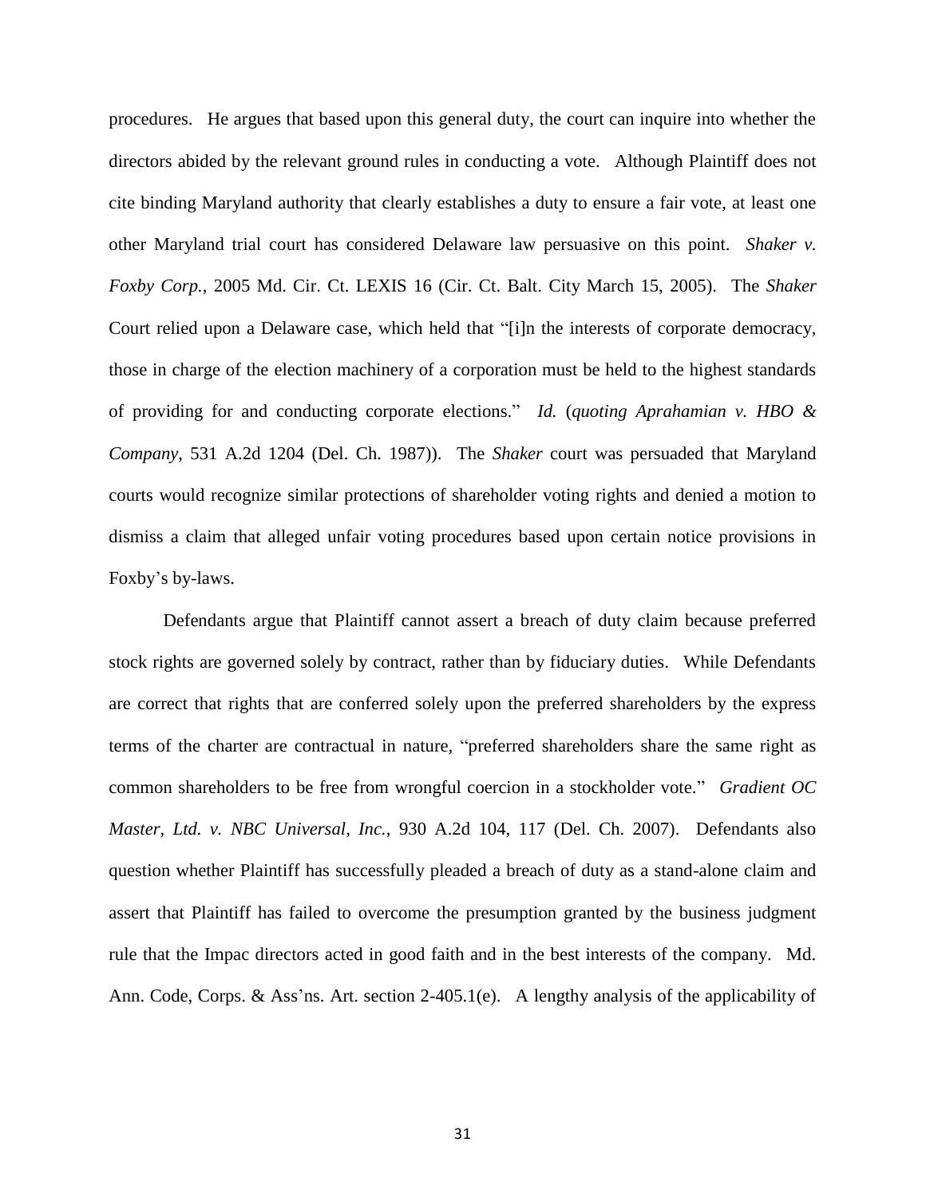procedures. He argues that based upon this general duty, the court can inquire into whether the directors abided by the relevant ground rules in conducting a vote. Although Plaintiff does not cite binding Maryland authority that clearly establishes a duty to ensure a fair vote, at least one other Maryland trial court has considered Delaware law persuasive on this point. *Shaker v. Foxby Corp.*, 2005 Md. Cir. Ct. LEXIS 16 (Cir. Ct. Balt. City March 15, 2005). The *Shaker* Court relied upon a Delaware case, which held that "[i]n the interests of corporate democracy, those in charge of the election machinery of a corporation must be held to the highest standards of providing for and conducting corporate elections." *Id.* (*quoting Aprahamian v. HBO & Company*, 531 A.2d 1204 (Del. Ch. 1987)). The *Shaker* court was persuaded that Maryland courts would recognize similar protections of shareholder voting rights and denied a motion to dismiss a claim that alleged unfair voting procedures based upon certain notice provisions in Foxby's by-laws.

Defendants argue that Plaintiff cannot assert a breach of duty claim because preferred stock rights are governed solely by contract, rather than by fiduciary duties. While Defendants are correct that rights that are conferred solely upon the preferred shareholders by the express terms of the charter are contractual in nature, "preferred shareholders share the same right as common shareholders to be free from wrongful coercion in a stockholder vote." *Gradient OC Master, Ltd. v. NBC Universal, Inc.*, 930 A.2d 104, 117 (Del. Ch. 2007). Defendants also question whether Plaintiff has successfully pleaded a breach of duty as a stand-alone claim and assert that Plaintiff has failed to overcome the presumption granted by the business judgment rule that the Impac directors acted in good faith and in the best interests of the company. Md. Ann. Code, Corps. & Ass'ns. Art. section 2-405.1(e). A lengthy analysis of the applicability of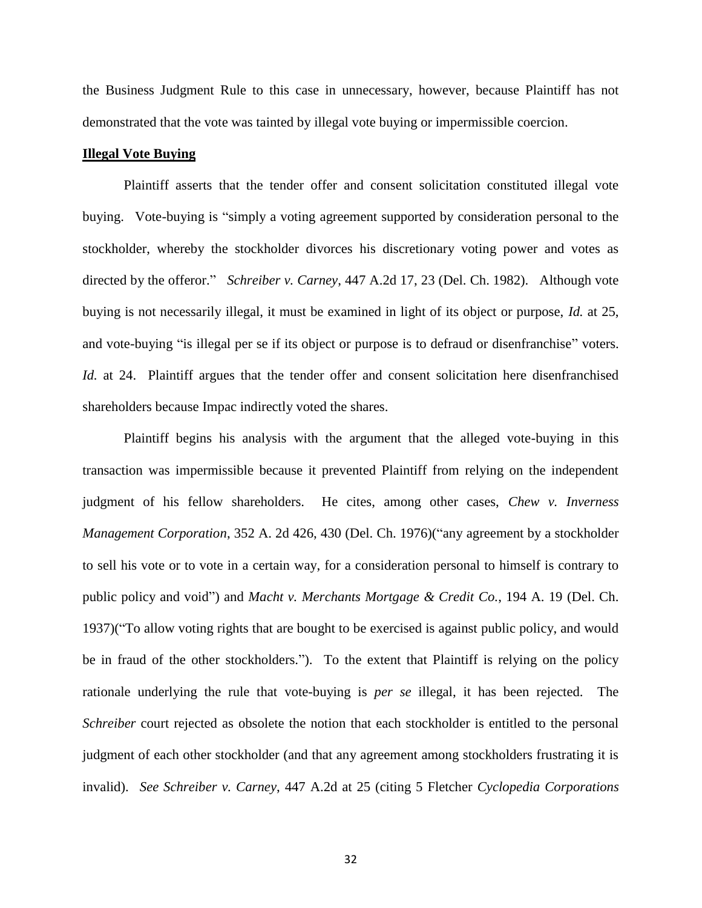the Business Judgment Rule to this case in unnecessary, however, because Plaintiff has not demonstrated that the vote was tainted by illegal vote buying or impermissible coercion.

**Illegal Vote Buying**

Plaintiff asserts that the tender offer and consent solicitation constituted illegal vote buying. Vote-buying is "simply a voting agreement supported by consideration personal to the stockholder, whereby the stockholder divorces his discretionary voting power and votes as directed by the offeror." *Schreiber v. Carney*, 447 A.2d 17, 23 (Del. Ch. 1982). Although vote buying is not necessarily illegal, it must be examined in light of its object or purpose, *Id.* at 25, and vote-buying "is illegal per se if its object or purpose is to defraud or disenfranchise" voters. *Id.* at 24. Plaintiff argues that the tender offer and consent solicitation here disenfranchised shareholders because Impac indirectly voted the shares.

Plaintiff begins his analysis with the argument that the alleged vote-buying in this transaction was impermissible because it prevented Plaintiff from relying on the independent judgment of his fellow shareholders. He cites, among other cases, *Chew v. Inverness Management Corporation*, 352 A. 2d 426, 430 (Del. Ch. 1976)("any agreement by a stockholder to sell his vote or to vote in a certain way, for a consideration personal to himself is contrary to public policy and void") and *Macht v. Merchants Mortgage & Credit Co.*, 194 A. 19 (Del. Ch. 1937)("To allow voting rights that are bought to be exercised is against public policy, and would be in fraud of the other stockholders."). To the extent that Plaintiff is relying on the policy rationale underlying the rule that vote-buying is *per se* illegal, it has been rejected. The *Schreiber* court rejected as obsolete the notion that each stockholder is entitled to the personal judgment of each other stockholder (and that any agreement among stockholders frustrating it is invalid). *See Schreiber v. Carney*, 447 A.2d at 25 (citing 5 Fletcher *Cyclopedia Corporations*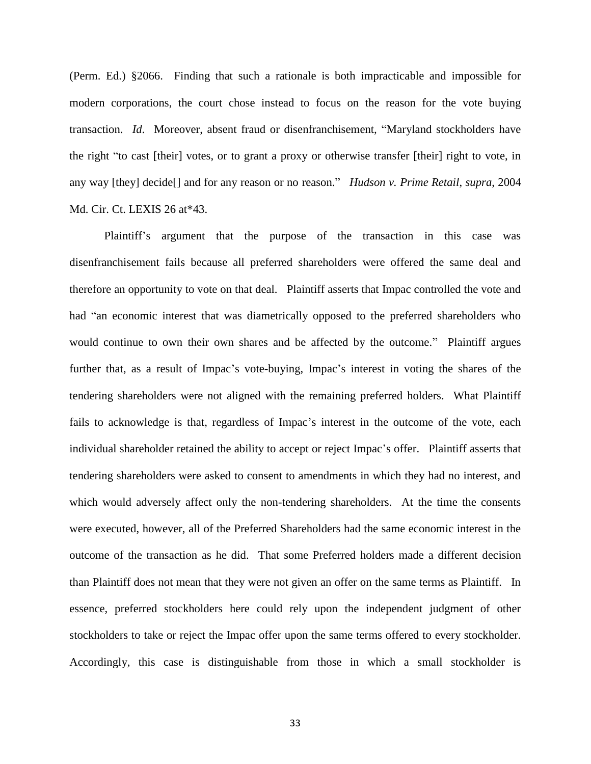(Perm. Ed.) §2066. Finding that such a rationale is both impracticable and impossible for modern corporations, the court chose instead to focus on the reason for the vote buying transaction. *Id*. Moreover, absent fraud or disenfranchisement, "Maryland stockholders have the right "to cast [their] votes, or to grant a proxy or otherwise transfer [their] right to vote, in any way [they] decide[] and for any reason or no reason." *Hudson v. Prime Retail*, *supra*, 2004 Md. Cir. Ct. LEXIS 26 at*43.

Plaintiff's argument that the purpose of the transaction in this case was disenfranchisement fails because all preferred shareholders were offered the same deal and therefore an opportunity to vote on that deal. Plaintiff asserts that Impac controlled the vote and had "an economic interest that was diametrically opposed to the preferred shareholders who would continue to own their own shares and be affected by the outcome." Plaintiff argues further that, as a result of Impac's vote-buying, Impac's interest in voting the shares of the tendering shareholders were not aligned with the remaining preferred holders. What Plaintiff fails to acknowledge is that, regardless of Impac's interest in the outcome of the vote, each individual shareholder retained the ability to accept or reject Impac's offer. Plaintiff asserts that tendering shareholders were asked to consent to amendments in which they had no interest, and which would adversely affect only the non-tendering shareholders. At the time the consents were executed, however, all of the Preferred Shareholders had the same economic interest in the outcome of the transaction as he did. That some Preferred holders made a different decision than Plaintiff does not mean that they were not given an offer on the same terms as Plaintiff. In essence, preferred stockholders here could rely upon the independent judgment of other stockholders to take or reject the Impac offer upon the same terms offered to every stockholder. Accordingly, this case is distinguishable from those in which a small stockholder is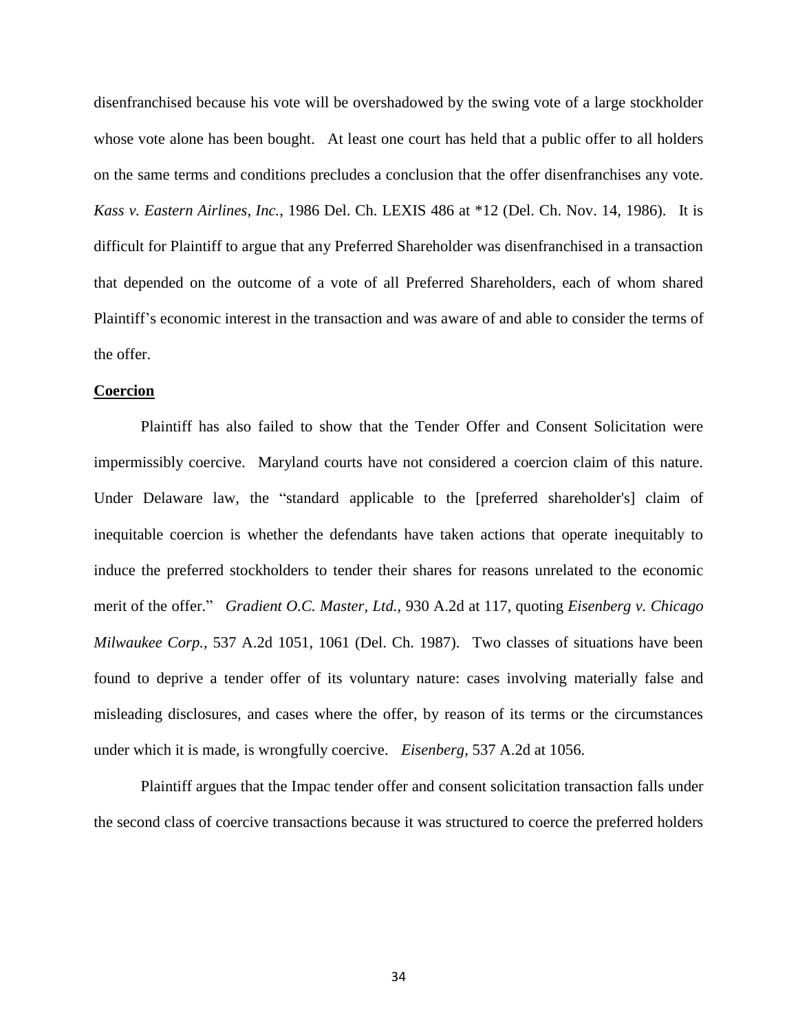disenfranchised because his vote will be overshadowed by the swing vote of a large stockholder whose vote alone has been bought. At least one court has held that a public offer to all holders on the same terms and conditions precludes a conclusion that the offer disenfranchises any vote. *Kass v. Eastern Airlines, Inc.*, 1986 Del. Ch. LEXIS 486 at *12 (Del. Ch. Nov. 14, 1986). It is difficult for Plaintiff to argue that any Preferred Shareholder was disenfranchised in a transaction that depended on the outcome of a vote of all Preferred Shareholders, each of whom shared Plaintiff's economic interest in the transaction and was aware of and able to consider the terms of the offer.

**Coercion**

Plaintiff has also failed to show that the Tender Offer and Consent Solicitation were impermissibly coercive. Maryland courts have not considered a coercion claim of this nature. Under Delaware law, the "standard applicable to the [preferred shareholder's] claim of inequitable coercion is whether the defendants have taken actions that operate inequitably to induce the preferred stockholders to tender their shares for reasons unrelated to the economic merit of the offer." *Gradient O.C. Master, Ltd.,* 930 A.2d at 117, quoting *Eisenberg v. Chicago Milwaukee Corp.,* 537 A.2d 1051, 1061 (Del. Ch. 1987). Two classes of situations have been found to deprive a tender offer of its voluntary nature: cases involving materially false and misleading disclosures, and cases where the offer, by reason of its terms or the circumstances under which it is made, is wrongfully coercive. *Eisenberg,* 537 A.2d at 1056.

Plaintiff argues that the Impac tender offer and consent solicitation transaction falls under the second class of coercive transactions because it was structured to coerce the preferred holders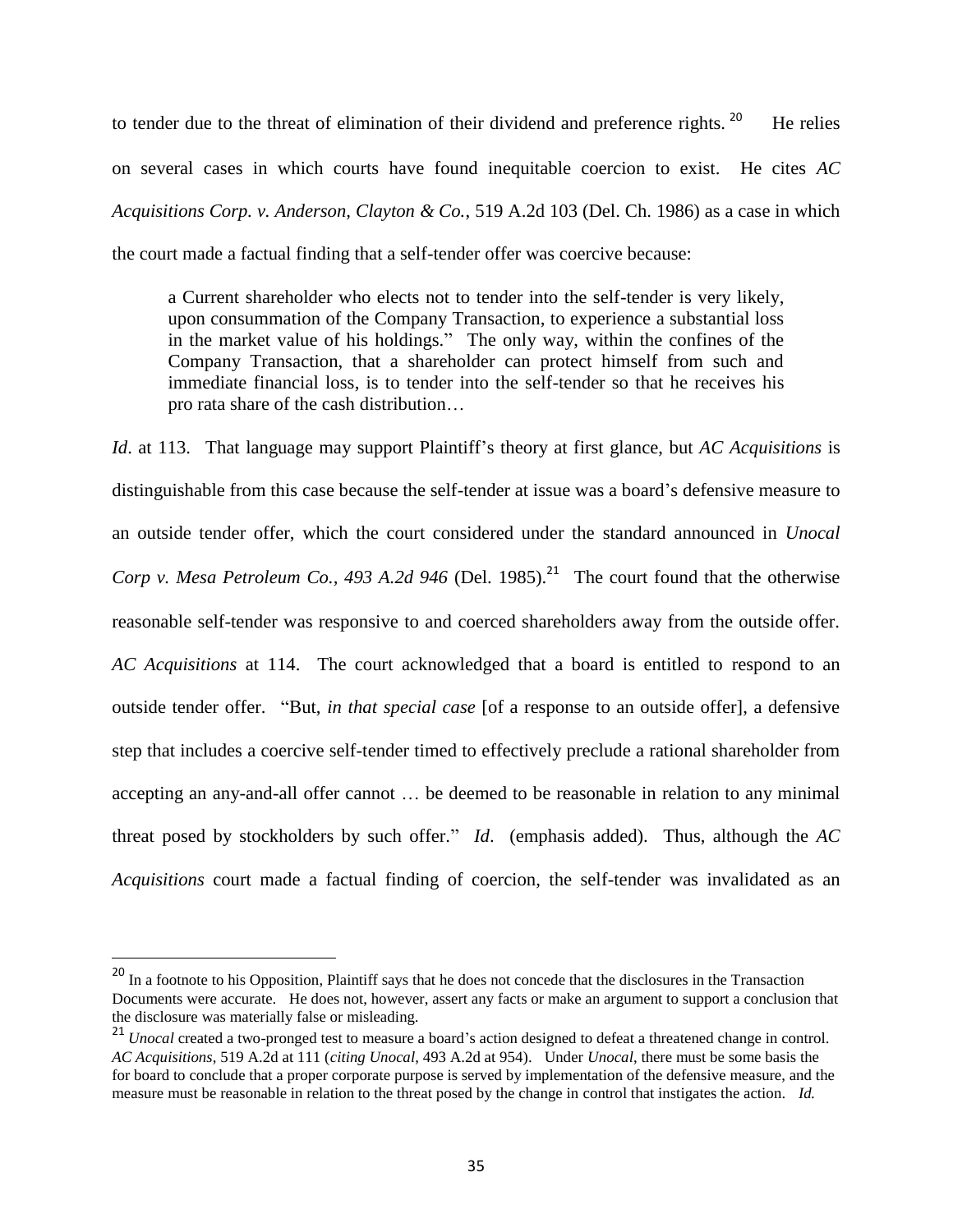to tender due to the threat of elimination of their dividend and preference rights.[20] He relies on several cases in which courts have found inequitable coercion to exist. He cites *AC Acquisitions Corp. v. Anderson, Clayton & Co.*, 519 A.2d 103 (Del. Ch. 1986) as a case in which the court made a factual finding that a self-tender offer was coercive because:

> a Current shareholder who elects not to tender into the self-tender is very likely, upon consummation of the Company Transaction, to experience a substantial loss in the market value of his holdings." The only way, within the confines of the Company Transaction, that a shareholder can protect himself from such and immediate financial loss, is to tender into the self-tender so that he receives his pro rata share of the cash distribution…

*Id*. at 113. That language may support Plaintiff's theory at first glance, but *AC Acquisitions* is distinguishable from this case because the self-tender at issue was a board's defensive measure to an outside tender offer, which the court considered under the standard announced in *Unocal Corp v. Mesa Petroleum Co., 493 A.2d 946* (Del. 1985).[21] The court found that the otherwise reasonable self-tender was responsive to and coerced shareholders away from the outside offer. *AC Acquisitions* at 114. The court acknowledged that a board is entitled to respond to an outside tender offer. "But, *in that special case* [of a response to an outside offer], a defensive step that includes a coercive self-tender timed to effectively preclude a rational shareholder from accepting an any-and-all offer cannot … be deemed to be reasonable in relation to any minimal threat posed by stockholders by such offer." *Id*. (emphasis added). Thus, although the *AC Acquisitions* court made a factual finding of coercion, the self-tender was invalidated as an

---

[20] In a footnote to his Opposition, Plaintiff says that he does not concede that the disclosures in the Transaction Documents were accurate. He does not, however, assert any facts or make an argument to support a conclusion that the disclosure was materially false or misleading.

[21] *Unocal* created a two-pronged test to measure a board's action designed to defeat a threatened change in control. *AC Acquisitions*, 519 A.2d at 111 (*citing Unocal*, 493 A.2d at 954). Under *Unocal*, there must be some basis the for board to conclude that a proper corporate purpose is served by implementation of the defensive measure, and the measure must be reasonable in relation to the threat posed by the change in control that instigates the action. *Id.*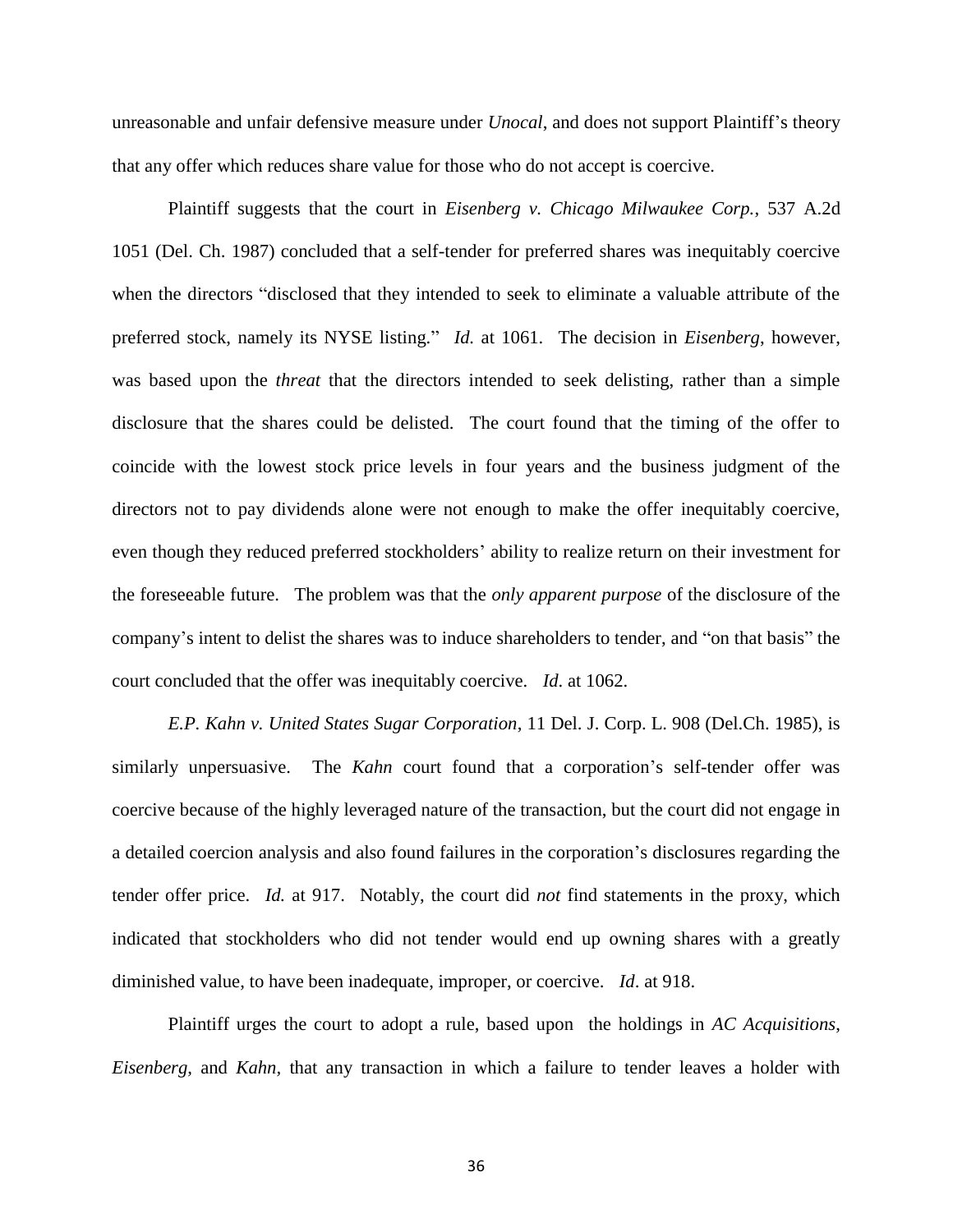unreasonable and unfair defensive measure under *Unocal*, and does not support Plaintiff's theory that any offer which reduces share value for those who do not accept is coercive.

Plaintiff suggests that the court in *Eisenberg v. Chicago Milwaukee Corp.*, 537 A.2d 1051 (Del. Ch. 1987) concluded that a self-tender for preferred shares was inequitably coercive when the directors "disclosed that they intended to seek to eliminate a valuable attribute of the preferred stock, namely its NYSE listing." *Id.* at 1061. The decision in *Eisenberg*, however, was based upon the *threat* that the directors intended to seek delisting, rather than a simple disclosure that the shares could be delisted. The court found that the timing of the offer to coincide with the lowest stock price levels in four years and the business judgment of the directors not to pay dividends alone were not enough to make the offer inequitably coercive, even though they reduced preferred stockholders' ability to realize return on their investment for the foreseeable future. The problem was that the *only apparent purpose* of the disclosure of the company's intent to delist the shares was to induce shareholders to tender, and "on that basis" the court concluded that the offer was inequitably coercive. *Id*. at 1062.

*E.P. Kahn v. United States Sugar Corporation*, 11 Del. J. Corp. L. 908 (Del.Ch. 1985), is similarly unpersuasive. The *Kahn* court found that a corporation's self-tender offer was coercive because of the highly leveraged nature of the transaction, but the court did not engage in a detailed coercion analysis and also found failures in the corporation's disclosures regarding the tender offer price. *Id.* at 917. Notably, the court did *not* find statements in the proxy, which indicated that stockholders who did not tender would end up owning shares with a greatly diminished value, to have been inadequate, improper, or coercive. *Id*. at 918.

Plaintiff urges the court to adopt a rule, based upon the holdings in *AC Acquisitions*, *Eisenberg*, and *Kahn*, that any transaction in which a failure to tender leaves a holder with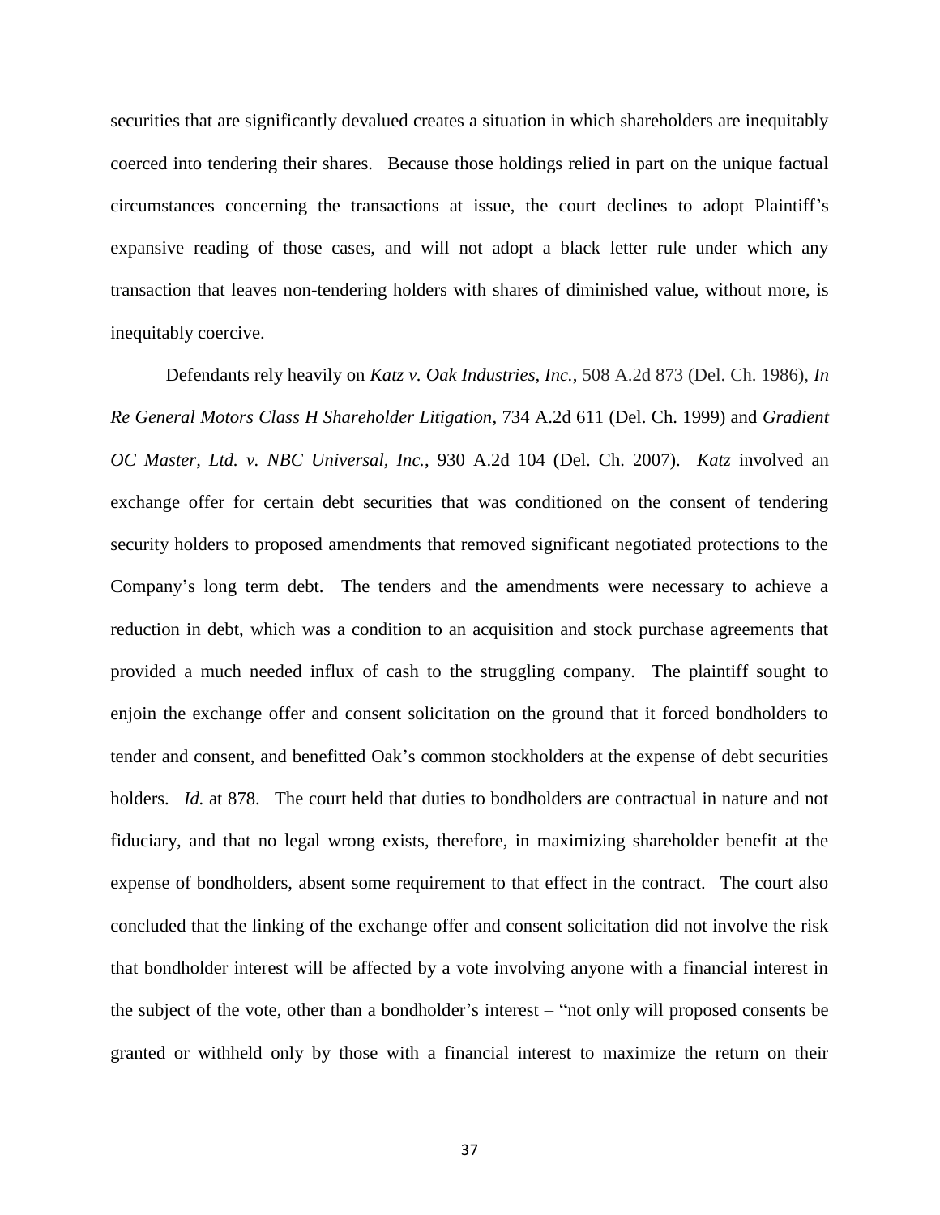securities that are significantly devalued creates a situation in which shareholders are inequitably coerced into tendering their shares. Because those holdings relied in part on the unique factual circumstances concerning the transactions at issue, the court declines to adopt Plaintiff's expansive reading of those cases, and will not adopt a black letter rule under which any transaction that leaves non-tendering holders with shares of diminished value, without more, is inequitably coercive.

Defendants rely heavily on *Katz v. Oak Industries, Inc.*, 508 A.2d 873 (Del. Ch. 1986), *In Re General Motors Class H Shareholder Litigation*, 734 A.2d 611 (Del. Ch. 1999) and *Gradient OC Master, Ltd. v. NBC Universal, Inc.*, 930 A.2d 104 (Del. Ch. 2007). *Katz* involved an exchange offer for certain debt securities that was conditioned on the consent of tendering security holders to proposed amendments that removed significant negotiated protections to the Company's long term debt. The tenders and the amendments were necessary to achieve a reduction in debt, which was a condition to an acquisition and stock purchase agreements that provided a much needed influx of cash to the struggling company. The plaintiff sought to enjoin the exchange offer and consent solicitation on the ground that it forced bondholders to tender and consent, and benefitted Oak's common stockholders at the expense of debt securities holders. *Id.* at 878. The court held that duties to bondholders are contractual in nature and not fiduciary, and that no legal wrong exists, therefore, in maximizing shareholder benefit at the expense of bondholders, absent some requirement to that effect in the contract. The court also concluded that the linking of the exchange offer and consent solicitation did not involve the risk that bondholder interest will be affected by a vote involving anyone with a financial interest in the subject of the vote, other than a bondholder's interest – "not only will proposed consents be granted or withheld only by those with a financial interest to maximize the return on their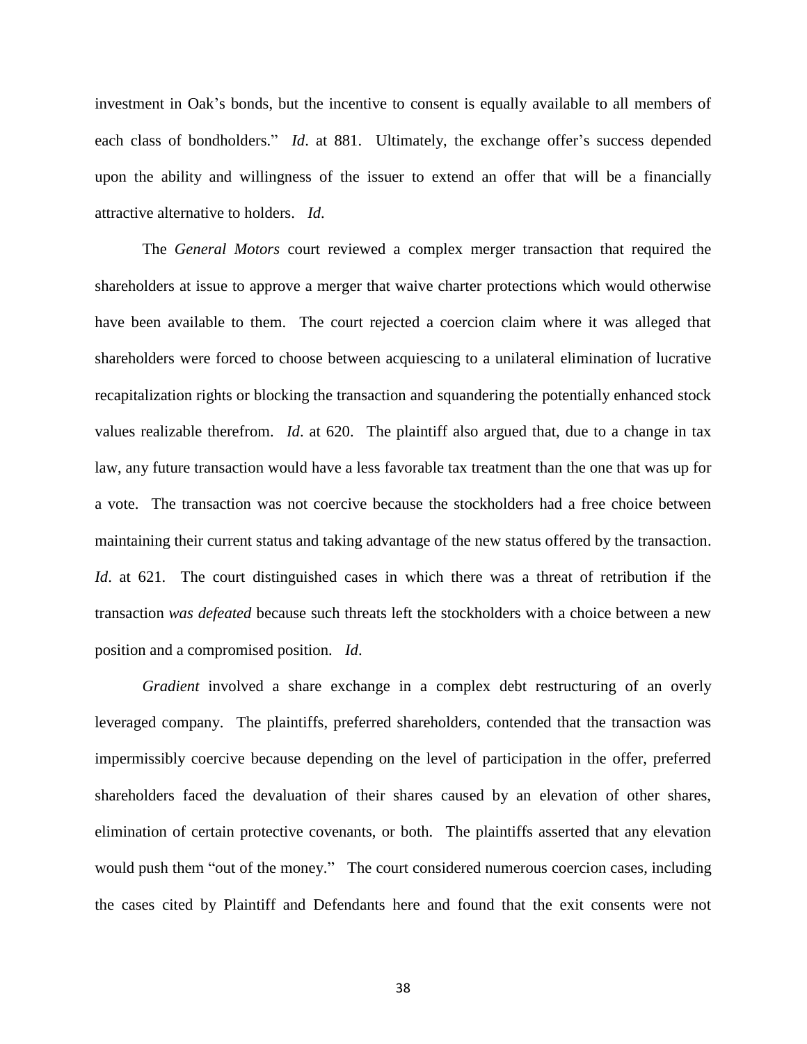investment in Oak's bonds, but the incentive to consent is equally available to all members of each class of bondholders." *Id*. at 881. Ultimately, the exchange offer's success depended upon the ability and willingness of the issuer to extend an offer that will be a financially attractive alternative to holders. *Id*.

The *General Motors* court reviewed a complex merger transaction that required the shareholders at issue to approve a merger that waive charter protections which would otherwise have been available to them. The court rejected a coercion claim where it was alleged that shareholders were forced to choose between acquiescing to a unilateral elimination of lucrative recapitalization rights or blocking the transaction and squandering the potentially enhanced stock values realizable therefrom. *Id*. at 620. The plaintiff also argued that, due to a change in tax law, any future transaction would have a less favorable tax treatment than the one that was up for a vote. The transaction was not coercive because the stockholders had a free choice between maintaining their current status and taking advantage of the new status offered by the transaction. *Id*. at 621. The court distinguished cases in which there was a threat of retribution if the transaction *was defeated* because such threats left the stockholders with a choice between a new position and a compromised position. *Id*.

*Gradient* involved a share exchange in a complex debt restructuring of an overly leveraged company. The plaintiffs, preferred shareholders, contended that the transaction was impermissibly coercive because depending on the level of participation in the offer, preferred shareholders faced the devaluation of their shares caused by an elevation of other shares, elimination of certain protective covenants, or both. The plaintiffs asserted that any elevation would push them "out of the money." The court considered numerous coercion cases, including the cases cited by Plaintiff and Defendants here and found that the exit consents were not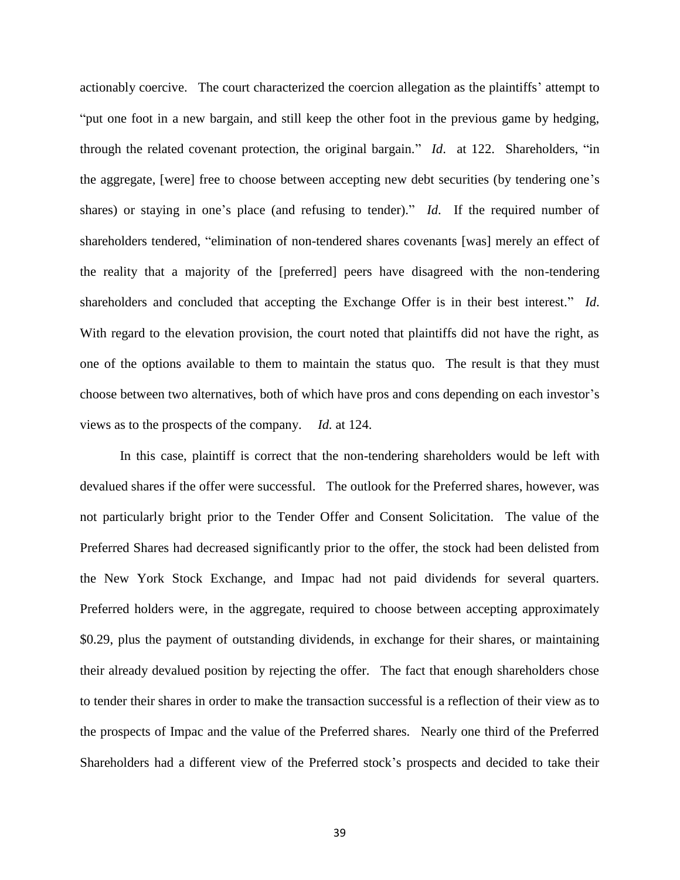actionably coercive. The court characterized the coercion allegation as the plaintiffs' attempt to "put one foot in a new bargain, and still keep the other foot in the previous game by hedging, through the related covenant protection, the original bargain." *Id*. at 122. Shareholders, "in the aggregate, [were] free to choose between accepting new debt securities (by tendering one's shares) or staying in one's place (and refusing to tender)." *Id*. If the required number of shareholders tendered, "elimination of non-tendered shares covenants [was] merely an effect of the reality that a majority of the [preferred] peers have disagreed with the non-tendering shareholders and concluded that accepting the Exchange Offer is in their best interest." *Id*. With regard to the elevation provision, the court noted that plaintiffs did not have the right, as one of the options available to them to maintain the status quo. The result is that they must choose between two alternatives, both of which have pros and cons depending on each investor's views as to the prospects of the company. *Id.* at 124.

In this case, plaintiff is correct that the non-tendering shareholders would be left with devalued shares if the offer were successful. The outlook for the Preferred shares, however, was not particularly bright prior to the Tender Offer and Consent Solicitation. The value of the Preferred Shares had decreased significantly prior to the offer, the stock had been delisted from the New York Stock Exchange, and Impac had not paid dividends for several quarters. Preferred holders were, in the aggregate, required to choose between accepting approximately $0.29, plus the payment of outstanding dividends, in exchange for their shares, or maintaining their already devalued position by rejecting the offer. The fact that enough shareholders chose to tender their shares in order to make the transaction successful is a reflection of their view as to the prospects of Impac and the value of the Preferred shares. Nearly one third of the Preferred Shareholders had a different view of the Preferred stock's prospects and decided to take their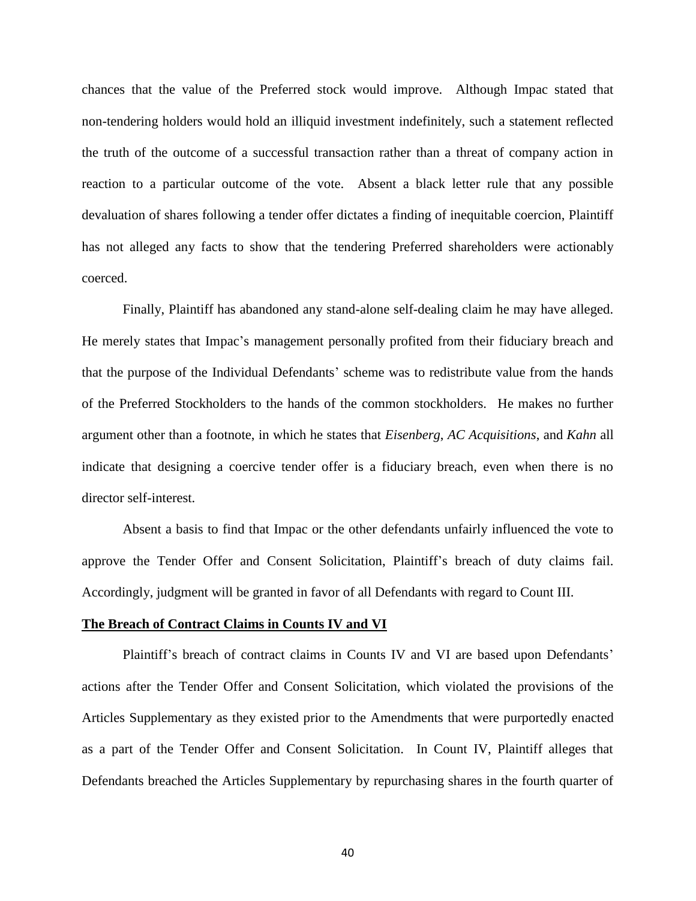chances that the value of the Preferred stock would improve. Although Impac stated that non-tendering holders would hold an illiquid investment indefinitely, such a statement reflected the truth of the outcome of a successful transaction rather than a threat of company action in reaction to a particular outcome of the vote. Absent a black letter rule that any possible devaluation of shares following a tender offer dictates a finding of inequitable coercion, Plaintiff has not alleged any facts to show that the tendering Preferred shareholders were actionably coerced.

Finally, Plaintiff has abandoned any stand-alone self-dealing claim he may have alleged. He merely states that Impac's management personally profited from their fiduciary breach and that the purpose of the Individual Defendants' scheme was to redistribute value from the hands of the Preferred Stockholders to the hands of the common stockholders. He makes no further argument other than a footnote, in which he states that *Eisenberg*, *AC Acquisitions*, and *Kahn* all indicate that designing a coercive tender offer is a fiduciary breach, even when there is no director self-interest.

Absent a basis to find that Impac or the other defendants unfairly influenced the vote to approve the Tender Offer and Consent Solicitation, Plaintiff's breach of duty claims fail. Accordingly, judgment will be granted in favor of all Defendants with regard to Count III.

**The Breach of Contract Claims in Counts IV and VI**

Plaintiff's breach of contract claims in Counts IV and VI are based upon Defendants' actions after the Tender Offer and Consent Solicitation, which violated the provisions of the Articles Supplementary as they existed prior to the Amendments that were purportedly enacted as a part of the Tender Offer and Consent Solicitation. In Count IV, Plaintiff alleges that Defendants breached the Articles Supplementary by repurchasing shares in the fourth quarter of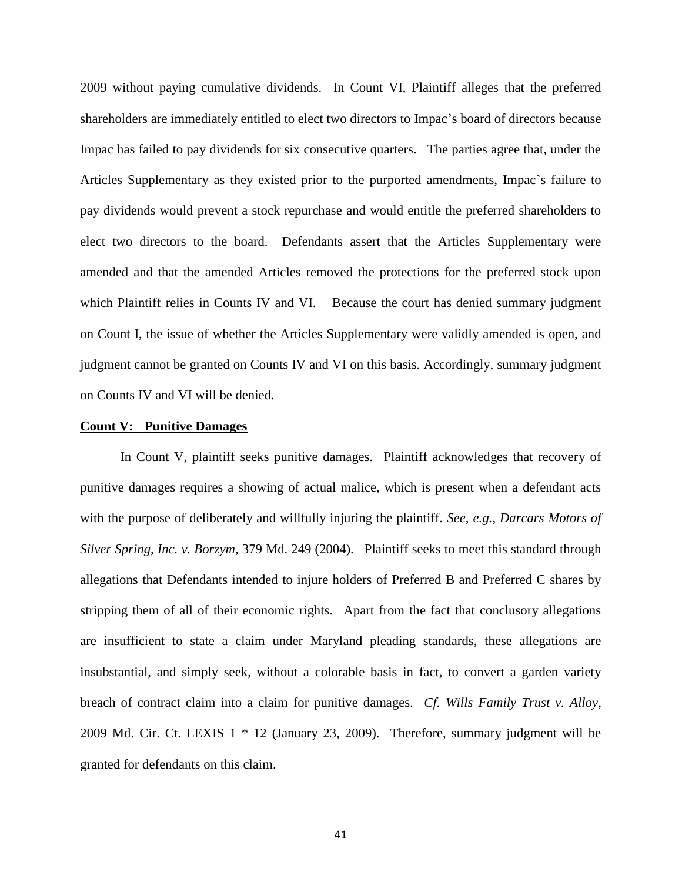2009 without paying cumulative dividends. In Count VI, Plaintiff alleges that the preferred shareholders are immediately entitled to elect two directors to Impac's board of directors because Impac has failed to pay dividends for six consecutive quarters. The parties agree that, under the Articles Supplementary as they existed prior to the purported amendments, Impac's failure to pay dividends would prevent a stock repurchase and would entitle the preferred shareholders to elect two directors to the board. Defendants assert that the Articles Supplementary were amended and that the amended Articles removed the protections for the preferred stock upon which Plaintiff relies in Counts IV and VI. Because the court has denied summary judgment on Count I, the issue of whether the Articles Supplementary were validly amended is open, and judgment cannot be granted on Counts IV and VI on this basis. Accordingly, summary judgment on Counts IV and VI will be denied.

**Count V: Punitive Damages**

In Count V, plaintiff seeks punitive damages. Plaintiff acknowledges that recovery of punitive damages requires a showing of actual malice, which is present when a defendant acts with the purpose of deliberately and willfully injuring the plaintiff. *See, e.g., Darcars Motors of Silver Spring, Inc. v. Borzym*, 379 Md. 249 (2004). Plaintiff seeks to meet this standard through allegations that Defendants intended to injure holders of Preferred B and Preferred C shares by stripping them of all of their economic rights. Apart from the fact that conclusory allegations are insufficient to state a claim under Maryland pleading standards, these allegations are insubstantial, and simply seek, without a colorable basis in fact, to convert a garden variety breach of contract claim into a claim for punitive damages. *Cf. Wills Family Trust v. Alloy*, 2009 Md. Cir. Ct. LEXIS 1 * 12 (January 23, 2009). Therefore, summary judgment will be granted for defendants on this claim.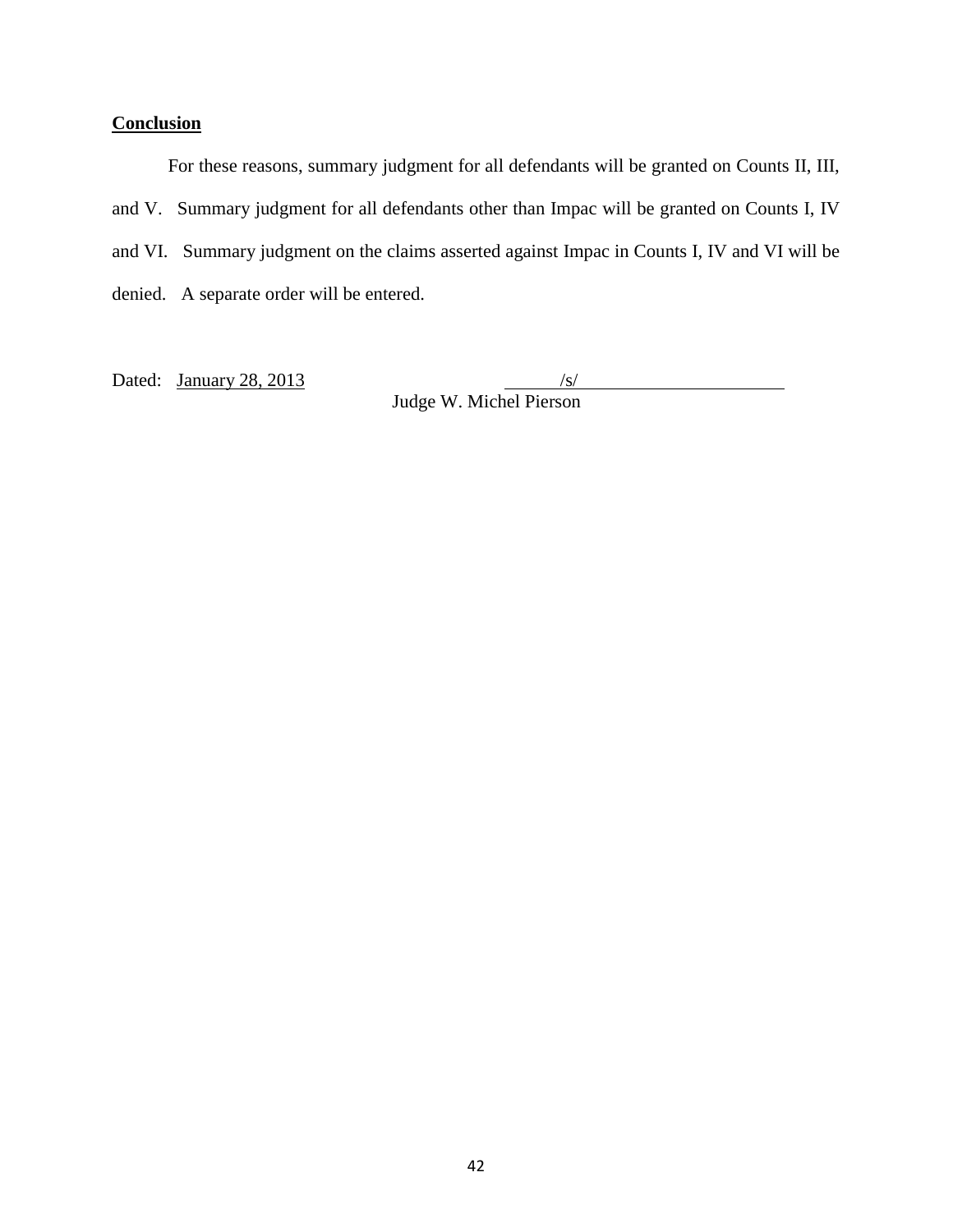**Conclusion**

For these reasons, summary judgment for all defendants will be granted on Counts II, III, and V. Summary judgment for all defendants other than Impac will be granted on Counts I, IV and VI. Summary judgment on the claims asserted against Impac in Counts I, IV and VI will be denied. A separate order will be entered.

Dated: January 28, 2013

/s/

Judge W. Michel Pierson